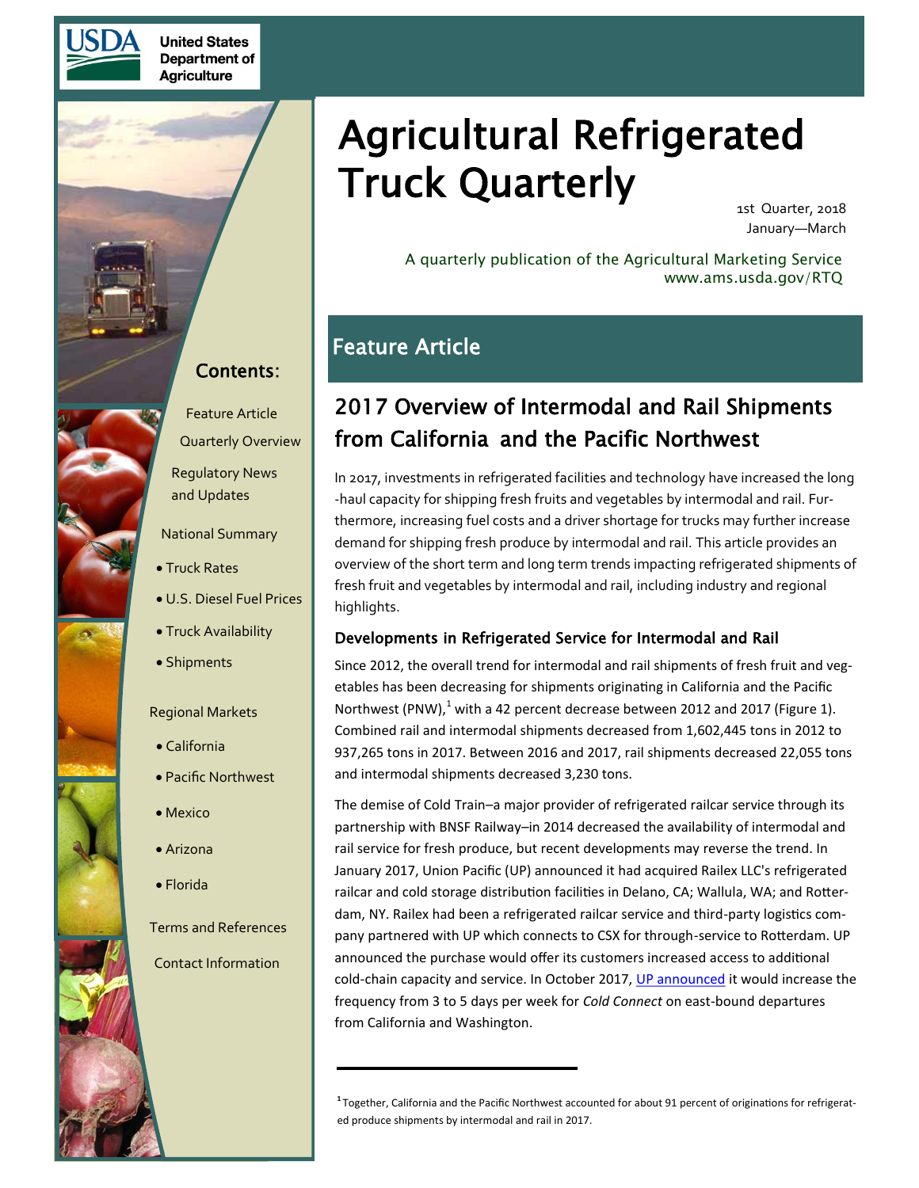United States Department of Agriculture

# Agricultural Refrigerated Truck Quarterly

1st Quarter, 2018
January—March

A quarterly publication of the Agricultural Marketing Service
www.ams.usda.gov/RTQ

## Contents:

- Feature Article
- Quarterly Overview
- Regulatory News and Updates
- National Summary
  - Truck Rates
  - U.S. Diesel Fuel Prices
  - Truck Availability
  - Shipments
- Regional Markets
  - California
  - Pacific Northwest
  - Mexico
  - Arizona
  - Florida
- Terms and References
- Contact Information

## Feature Article

## 2017 Overview of Intermodal and Rail Shipments from California and the Pacific Northwest

In 2017, investments in refrigerated facilities and technology have increased the long-haul capacity for shipping fresh fruits and vegetables by intermodal and rail. Furthermore, increasing fuel costs and a driver shortage for trucks may further increase demand for shipping fresh produce by intermodal and rail. This article provides an overview of the short term and long term trends impacting refrigerated shipments of fresh fruit and vegetables by intermodal and rail, including industry and regional highlights.

### Developments in Refrigerated Service for Intermodal and Rail

Since 2012, the overall trend for intermodal and rail shipments of fresh fruit and vegetables has been decreasing for shipments originating in California and the Pacific Northwest (PNW),[1] with a 42 percent decrease between 2012 and 2017 (Figure 1). Combined rail and intermodal shipments decreased from 1,602,445 tons in 2012 to 937,265 tons in 2017. Between 2016 and 2017, rail shipments decreased 22,055 tons and intermodal shipments decreased 3,230 tons.

The demise of Cold Train–a major provider of refrigerated railcar service through its partnership with BNSF Railway–in 2014 decreased the availability of intermodal and rail service for fresh produce, but recent developments may reverse the trend. In January 2017, Union Pacific (UP) announced it had acquired Railex LLC's refrigerated railcar and cold storage distribution facilities in Delano, CA; Wallula, WA; and Rotterdam, NY. Railex had been a refrigerated railcar service and third-party logistics company partnered with UP which connects to CSX for through-service to Rotterdam. UP announced the purchase would offer its customers increased access to additional cold-chain capacity and service. In October 2017, UP announced it would increase the frequency from 3 to 5 days per week for *Cold Connect* on east-bound departures from California and Washington.

---

[1] Together, California and the Pacific Northwest accounted for about 91 percent of originations for refrigerated produce shipments by intermodal and rail in 2017.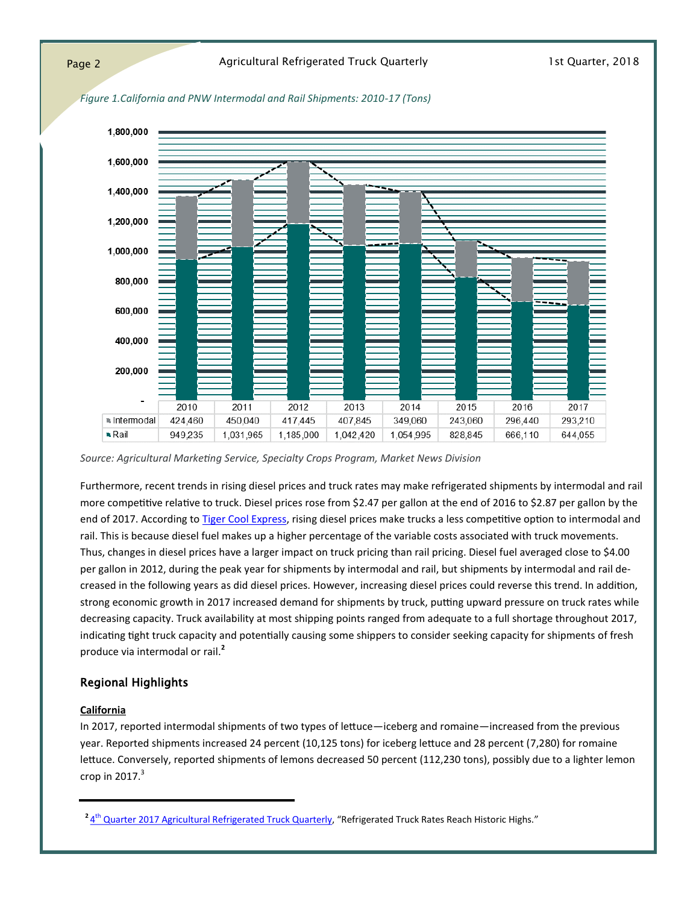*Figure 1.California and PNW Intermodal and Rail Shipments: 2010-17 (Tons)*

| | 2010 | 2011 | 2012 | 2013 | 2014 | 2015 | 2016 | 2017 |
|---|---|---|---|---|---|---|---|---|
| Intermodal | 424,460 | 450,040 | 417,445 | 407,845 | 349,060 | 243,060 | 296,440 | 293,210 |
| Rail | 949,235 | 1,031,965 | 1,185,000 | 1,042,420 | 1,054,995 | 828,845 | 666,110 | 644,055 |

*Source: Agricultural Marketing Service, Specialty Crops Program, Market News Division*

Furthermore, recent trends in rising diesel prices and truck rates may make refrigerated shipments by intermodal and rail more competitive relative to truck. Diesel prices rose from $2.47 per gallon at the end of 2016 to $2.87 per gallon by the end of 2017. According to Tiger Cool Express, rising diesel prices make trucks a less competitive option to intermodal and rail. This is because diesel fuel makes up a higher percentage of the variable costs associated with truck movements. Thus, changes in diesel prices have a larger impact on truck pricing than rail pricing. Diesel fuel averaged close to $4.00 per gallon in 2012, during the peak year for shipments by intermodal and rail, but shipments by intermodal and rail decreased in the following years as did diesel prices. However, increasing diesel prices could reverse this trend. In addition, strong economic growth in 2017 increased demand for shipments by truck, putting upward pressure on truck rates while decreasing capacity. Truck availability at most shipping points ranged from adequate to a full shortage throughout 2017, indicating tight truck capacity and potentially causing some shippers to consider seeking capacity for shipments of fresh produce via intermodal or rail.[2]

## Regional Highlights

**California**

In 2017, reported intermodal shipments of two types of lettuce—iceberg and romaine—increased from the previous year. Reported shipments increased 24 percent (10,125 tons) for iceberg lettuce and 28 percent (7,280) for romaine lettuce. Conversely, reported shipments of lemons decreased 50 percent (112,230 tons), possibly due to a lighter lemon crop in 2017.[3]

---

[2] 4th Quarter 2017 Agricultural Refrigerated Truck Quarterly, "Refrigerated Truck Rates Reach Historic Highs."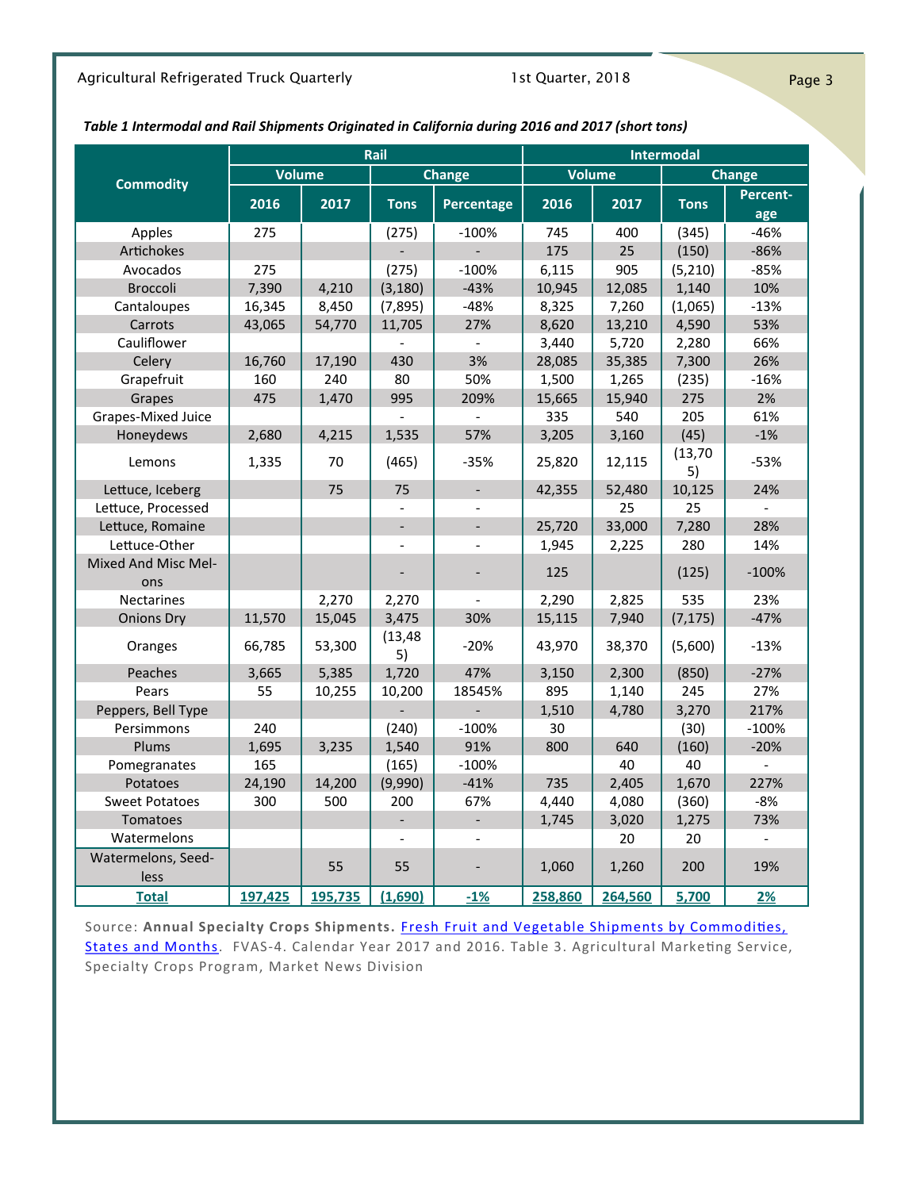*Table 1 Intermodal and Rail Shipments Originated in California during 2016 and 2017 (short tons)*

| Commodity | Rail | | | | Intermodal | | | |
|---|---|---|---|---|---|---|---|---|
| | Volume | | Change | | Volume | | Change | |
| | 2016 | 2017 | Tons | Percentage | 2016 | 2017 | Tons | Percentage |
| Apples | 275 | | (275) | -100% | 745 | 400 | (345) | -46% |
| Artichokes | | | - | - | 175 | 25 | (150) | -86% |
| Avocados | 275 | | (275) | -100% | 6,115 | 905 | (5,210) | -85% |
| Broccoli | 7,390 | 4,210 | (3,180) | -43% | 10,945 | 12,085 | 1,140 | 10% |
| Cantaloupes | 16,345 | 8,450 | (7,895) | -48% | 8,325 | 7,260 | (1,065) | -13% |
| Carrots | 43,065 | 54,770 | 11,705 | 27% | 8,620 | 13,210 | 4,590 | 53% |
| Cauliflower | | | - | - | 3,440 | 5,720 | 2,280 | 66% |
| Celery | 16,760 | 17,190 | 430 | 3% | 28,085 | 35,385 | 7,300 | 26% |
| Grapefruit | 160 | 240 | 80 | 50% | 1,500 | 1,265 | (235) | -16% |
| Grapes | 475 | 1,470 | 995 | 209% | 15,665 | 15,940 | 275 | 2% |
| Grapes-Mixed Juice | | | - | - | 335 | 540 | 205 | 61% |
| Honeydews | 2,680 | 4,215 | 1,535 | 57% | 3,205 | 3,160 | (45) | -1% |
| Lemons | 1,335 | 70 | (465) | -35% | 25,820 | 12,115 | (13,705) | -53% |
| Lettuce, Iceberg | | 75 | 75 | - | 42,355 | 52,480 | 10,125 | 24% |
| Lettuce, Processed | | | - | - | | 25 | 25 | - |
| Lettuce, Romaine | | | - | - | 25,720 | 33,000 | 7,280 | 28% |
| Lettuce-Other | | | - | - | 1,945 | 2,225 | 280 | 14% |
| Mixed And Misc Melons | | | - | - | 125 | | (125) | -100% |
| Nectarines | | 2,270 | 2,270 | - | 2,290 | 2,825 | 535 | 23% |
| Onions Dry | 11,570 | 15,045 | 3,475 | 30% | 15,115 | 7,940 | (7,175) | -47% |
| Oranges | 66,785 | 53,300 | (13,485) | -20% | 43,970 | 38,370 | (5,600) | -13% |
| Peaches | 3,665 | 5,385 | 1,720 | 47% | 3,150 | 2,300 | (850) | -27% |
| Pears | 55 | 10,255 | 10,200 | 18545% | 895 | 1,140 | 245 | 27% |
| Peppers, Bell Type | | | - | - | 1,510 | 4,780 | 3,270 | 217% |
| Persimmons | 240 | | (240) | -100% | 30 | | (30) | -100% |
| Plums | 1,695 | 3,235 | 1,540 | 91% | 800 | 640 | (160) | -20% |
| Pomegranates | 165 | | (165) | -100% | | 40 | 40 | - |
| Potatoes | 24,190 | 14,200 | (9,990) | -41% | 735 | 2,405 | 1,670 | 227% |
| Sweet Potatoes | 300 | 500 | 200 | 67% | 4,440 | 4,080 | (360) | -8% |
| Tomatoes | | | - | - | 1,745 | 3,020 | 1,275 | 73% |
| Watermelons | | | - | - | | 20 | 20 | - |
| Watermelons, Seedless | | 55 | 55 | - | 1,060 | 1,260 | 200 | 19% |
| **Total** | **197,425** | **195,735** | **(1,690)** | **-1%** | **258,860** | **264,560** | **5,700** | **2%** |

Source: **Annual Specialty Crops Shipments.** Fresh Fruit and Vegetable Shipments by Commodities, States and Months. FVAS-4. Calendar Year 2017 and 2016. Table 3. Agricultural Marketing Service, Specialty Crops Program, Market News Division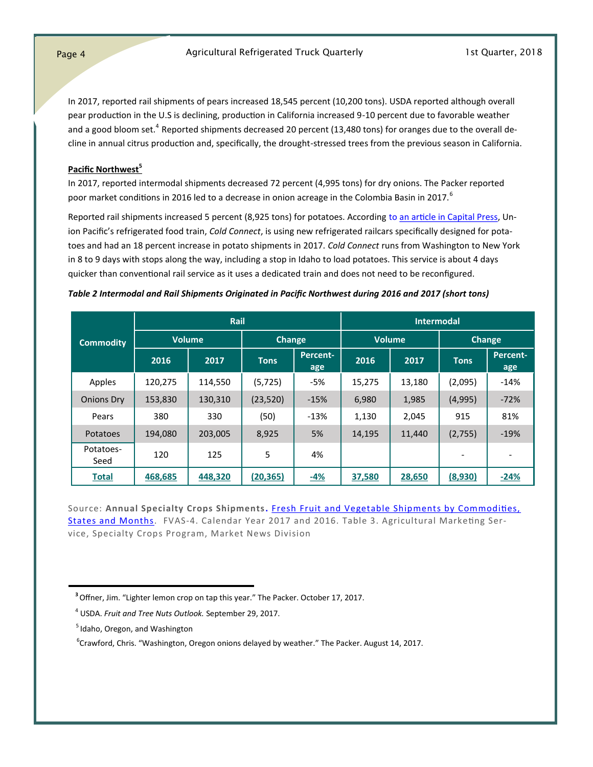In 2017, reported rail shipments of pears increased 18,545 percent (10,200 tons). USDA reported although overall pear production in the U.S is declining, production in California increased 9-10 percent due to favorable weather and a good bloom set.[4] Reported shipments decreased 20 percent (13,480 tons) for oranges due to the overall decline in annual citrus production and, specifically, the drought-stressed trees from the previous season in California.

**Pacific Northwest[5]**

In 2017, reported intermodal shipments decreased 72 percent (4,995 tons) for dry onions. The Packer reported poor market conditions in 2016 led to a decrease in onion acreage in the Colombia Basin in 2017.[6]

Reported rail shipments increased 5 percent (8,925 tons) for potatoes. According to an article in Capital Press, Union Pacific's refrigerated food train, *Cold Connect*, is using new refrigerated railcars specifically designed for potatoes and had an 18 percent increase in potato shipments in 2017. *Cold Connect* runs from Washington to New York in 8 to 9 days with stops along the way, including a stop in Idaho to load potatoes. This service is about 4 days quicker than conventional rail service as it uses a dedicated train and does not need to be reconfigured.

***Table 2 Intermodal and Rail Shipments Originated in Pacific Northwest during 2016 and 2017 (short tons)***

| Commodity | Rail | | | | Intermodal | | | |
|---|---|---|---|---|---|---|---|---|
| | Volume | | Change | | Volume | | Change | |
| | 2016 | 2017 | Tons | Percentage | 2016 | 2017 | Tons | Percentage |
| Apples | 120,275 | 114,550 | (5,725) | -5% | 15,275 | 13,180 | (2,095) | -14% |
| Onions Dry | 153,830 | 130,310 | (23,520) | -15% | 6,980 | 1,985 | (4,995) | -72% |
| Pears | 380 | 330 | (50) | -13% | 1,130 | 2,045 | 915 | 81% |
| Potatoes | 194,080 | 203,005 | 8,925 | 5% | 14,195 | 11,440 | (2,755) | -19% |
| Potatoes-Seed | 120 | 125 | 5 | 4% | | | - | - |
| **Total** | **468,685** | **448,320** | **(20,365)** | **-4%** | **37,580** | **28,650** | **(8,930)** | **-24%** |

Source: **Annual Specialty Crops Shipments.** Fresh Fruit and Vegetable Shipments by Commodities, States and Months. FVAS-4. Calendar Year 2017 and 2016. Table 3. Agricultural Marketing Service, Specialty Crops Program, Market News Division

---

[3] Offner, Jim. "Lighter lemon crop on tap this year." The Packer. October 17, 2017.

[4] USDA. *Fruit and Tree Nuts Outlook.* September 29, 2017.

[5] Idaho, Oregon, and Washington

[6] Crawford, Chris. "Washington, Oregon onions delayed by weather." The Packer. August 14, 2017.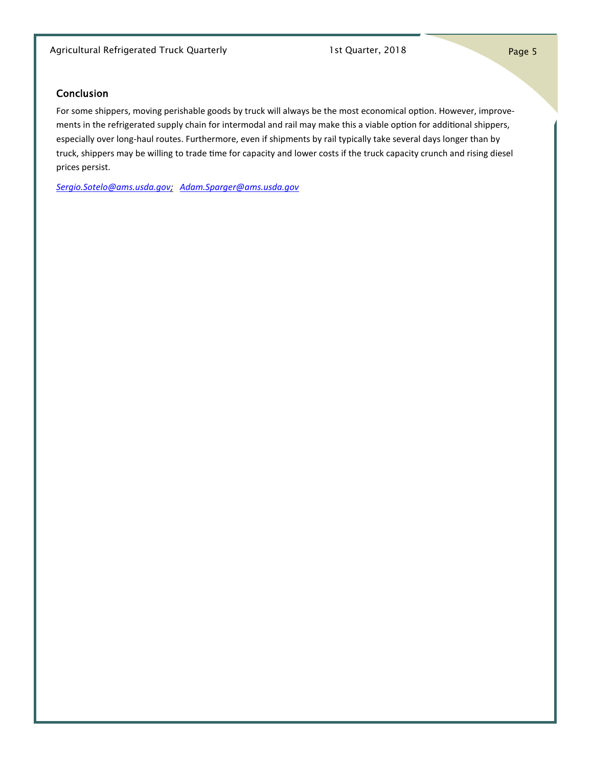## Conclusion

For some shippers, moving perishable goods by truck will always be the most economical option. However, improvements in the refrigerated supply chain for intermodal and rail may make this a viable option for additional shippers, especially over long-haul routes. Furthermore, even if shipments by rail typically take several days longer than by truck, shippers may be willing to trade time for capacity and lower costs if the truck capacity crunch and rising diesel prices persist.

*Sergio.Sotelo@ams.usda.gov; Adam.Sparger@ams.usda.gov*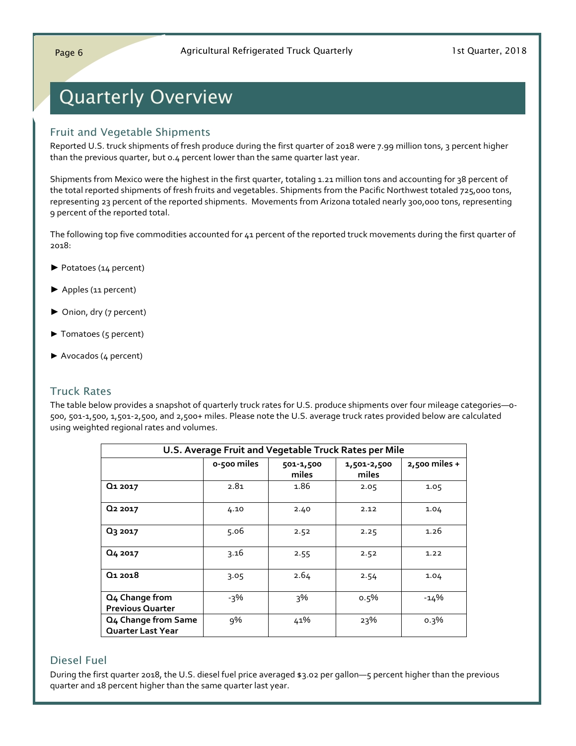# Quarterly Overview

## Fruit and Vegetable Shipments

Reported U.S. truck shipments of fresh produce during the first quarter of 2018 were 7.99 million tons, 3 percent higher than the previous quarter, but 0.4 percent lower than the same quarter last year.

Shipments from Mexico were the highest in the first quarter, totaling 1.21 million tons and accounting for 38 percent of the total reported shipments of fresh fruits and vegetables. Shipments from the Pacific Northwest totaled 725,000 tons, representing 23 percent of the reported shipments. Movements from Arizona totaled nearly 300,000 tons, representing 9 percent of the reported total.

The following top five commodities accounted for 41 percent of the reported truck movements during the first quarter of 2018:

- ► Potatoes (14 percent)
- ► Apples (11 percent)
- ► Onion, dry (7 percent)
- ► Tomatoes (5 percent)
- ► Avocados (4 percent)

## Truck Rates

The table below provides a snapshot of quarterly truck rates for U.S. produce shipments over four mileage categories—0-500, 501-1,500, 1,501-2,500, and 2,500+ miles. Please note the U.S. average truck rates provided below are calculated using weighted regional rates and volumes.

**U.S. Average Fruit and Vegetable Truck Rates per Mile**

| | 0-500 miles | 501-1,500 miles | 1,501-2,500 miles | 2,500 miles + |
|---|---|---|---|---|
| **Q1 2017** | 2.81 | 1.86 | 2.05 | 1.05 |
| **Q2 2017** | 4.10 | 2.40 | 2.12 | 1.04 |
| **Q3 2017** | 5.06 | 2.52 | 2.25 | 1.26 |
| **Q4 2017** | 3.16 | 2.55 | 2.52 | 1.22 |
| **Q1 2018** | 3.05 | 2.64 | 2.54 | 1.04 |
| **Q4 Change from Previous Quarter** | -3% | 3% | 0.5% | -14% |
| **Q4 Change from Same Quarter Last Year** | 9% | 41% | 23% | 0.3% |

## Diesel Fuel

During the first quarter 2018, the U.S. diesel fuel price averaged $3.02 per gallon—5 percent higher than the previous quarter and 18 percent higher than the same quarter last year.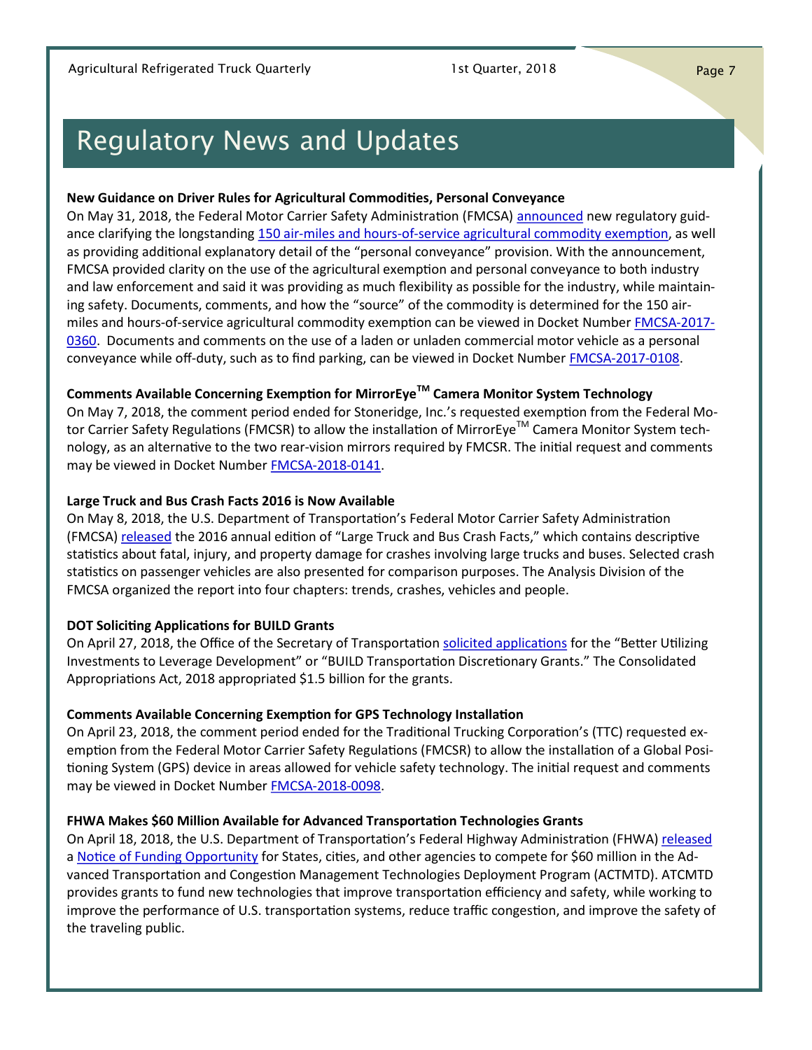# Regulatory News and Updates

**New Guidance on Driver Rules for Agricultural Commodities, Personal Conveyance**

On May 31, 2018, the Federal Motor Carrier Safety Administration (FMCSA) announced new regulatory guidance clarifying the longstanding 150 air-miles and hours-of-service agricultural commodity exemption, as well as providing additional explanatory detail of the "personal conveyance" provision. With the announcement, FMCSA provided clarity on the use of the agricultural exemption and personal conveyance to both industry and law enforcement and said it was providing as much flexibility as possible for the industry, while maintaining safety. Documents, comments, and how the "source" of the commodity is determined for the 150 air-miles and hours-of-service agricultural commodity exemption can be viewed in Docket Number FMCSA-2017-0360. Documents and comments on the use of a laden or unladen commercial motor vehicle as a personal conveyance while off-duty, such as to find parking, can be viewed in Docket Number FMCSA-2017-0108.

**Comments Available Concerning Exemption for MirrorEye™ Camera Monitor System Technology**

On May 7, 2018, the comment period ended for Stoneridge, Inc.'s requested exemption from the Federal Motor Carrier Safety Regulations (FMCSR) to allow the installation of MirrorEye™ Camera Monitor System technology, as an alternative to the two rear-vision mirrors required by FMCSR. The initial request and comments may be viewed in Docket Number FMCSA-2018-0141.

**Large Truck and Bus Crash Facts 2016 is Now Available**

On May 8, 2018, the U.S. Department of Transportation's Federal Motor Carrier Safety Administration (FMCSA) released the 2016 annual edition of "Large Truck and Bus Crash Facts," which contains descriptive statistics about fatal, injury, and property damage for crashes involving large trucks and buses. Selected crash statistics on passenger vehicles are also presented for comparison purposes. The Analysis Division of the FMCSA organized the report into four chapters: trends, crashes, vehicles and people.

**DOT Soliciting Applications for BUILD Grants**

On April 27, 2018, the Office of the Secretary of Transportation solicited applications for the "Better Utilizing Investments to Leverage Development" or "BUILD Transportation Discretionary Grants." The Consolidated Appropriations Act, 2018 appropriated $1.5 billion for the grants.

**Comments Available Concerning Exemption for GPS Technology Installation**

On April 23, 2018, the comment period ended for the Traditional Trucking Corporation's (TTC) requested exemption from the Federal Motor Carrier Safety Regulations (FMCSR) to allow the installation of a Global Positioning System (GPS) device in areas allowed for vehicle safety technology. The initial request and comments may be viewed in Docket Number FMCSA-2018-0098.

**FHWA Makes $60 Million Available for Advanced Transportation Technologies Grants**

On April 18, 2018, the U.S. Department of Transportation's Federal Highway Administration (FHWA) released a Notice of Funding Opportunity for States, cities, and other agencies to compete for $60 million in the Advanced Transportation and Congestion Management Technologies Deployment Program (ACTMTD). ATCMTD provides grants to fund new technologies that improve transportation efficiency and safety, while working to improve the performance of U.S. transportation systems, reduce traffic congestion, and improve the safety of the traveling public.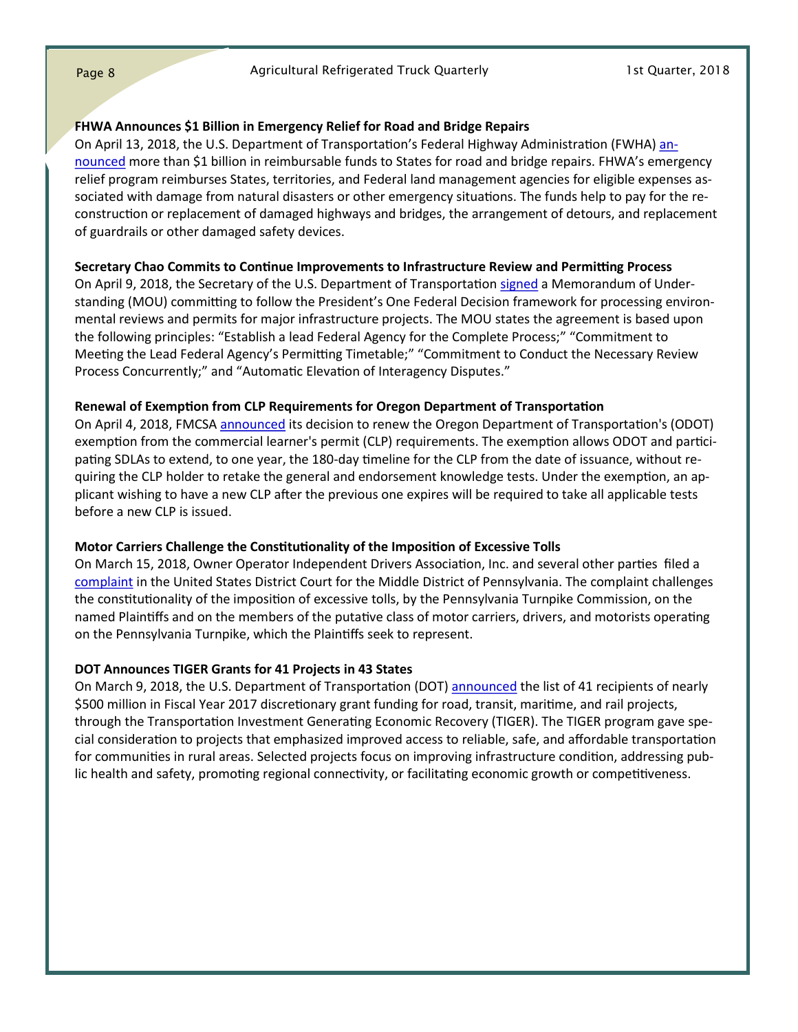**FHWA Announces $1 Billion in Emergency Relief for Road and Bridge Repairs**

On April 13, 2018, the U.S. Department of Transportation's Federal Highway Administration (FWHA) announced more than $1 billion in reimbursable funds to States for road and bridge repairs. FHWA's emergency relief program reimburses States, territories, and Federal land management agencies for eligible expenses associated with damage from natural disasters or other emergency situations. The funds help to pay for the reconstruction or replacement of damaged highways and bridges, the arrangement of detours, and replacement of guardrails or other damaged safety devices.

**Secretary Chao Commits to Continue Improvements to Infrastructure Review and Permitting Process**

On April 9, 2018, the Secretary of the U.S. Department of Transportation signed a Memorandum of Understanding (MOU) committing to follow the President's One Federal Decision framework for processing environmental reviews and permits for major infrastructure projects. The MOU states the agreement is based upon the following principles: "Establish a lead Federal Agency for the Complete Process;" "Commitment to Meeting the Lead Federal Agency's Permitting Timetable;" "Commitment to Conduct the Necessary Review Process Concurrently;" and "Automatic Elevation of Interagency Disputes."

**Renewal of Exemption from CLP Requirements for Oregon Department of Transportation**

On April 4, 2018, FMCSA announced its decision to renew the Oregon Department of Transportation's (ODOT) exemption from the commercial learner's permit (CLP) requirements. The exemption allows ODOT and participating SDLAs to extend, to one year, the 180-day timeline for the CLP from the date of issuance, without requiring the CLP holder to retake the general and endorsement knowledge tests. Under the exemption, an applicant wishing to have a new CLP after the previous one expires will be required to take all applicable tests before a new CLP is issued.

**Motor Carriers Challenge the Constitutionality of the Imposition of Excessive Tolls**

On March 15, 2018, Owner Operator Independent Drivers Association, Inc. and several other parties filed a complaint in the United States District Court for the Middle District of Pennsylvania. The complaint challenges the constitutionality of the imposition of excessive tolls, by the Pennsylvania Turnpike Commission, on the named Plaintiffs and on the members of the putative class of motor carriers, drivers, and motorists operating on the Pennsylvania Turnpike, which the Plaintiffs seek to represent.

**DOT Announces TIGER Grants for 41 Projects in 43 States**

On March 9, 2018, the U.S. Department of Transportation (DOT) announced the list of 41 recipients of nearly $500 million in Fiscal Year 2017 discretionary grant funding for road, transit, maritime, and rail projects, through the Transportation Investment Generating Economic Recovery (TIGER). The TIGER program gave special consideration to projects that emphasized improved access to reliable, safe, and affordable transportation for communities in rural areas. Selected projects focus on improving infrastructure condition, addressing public health and safety, promoting regional connectivity, or facilitating economic growth or competitiveness.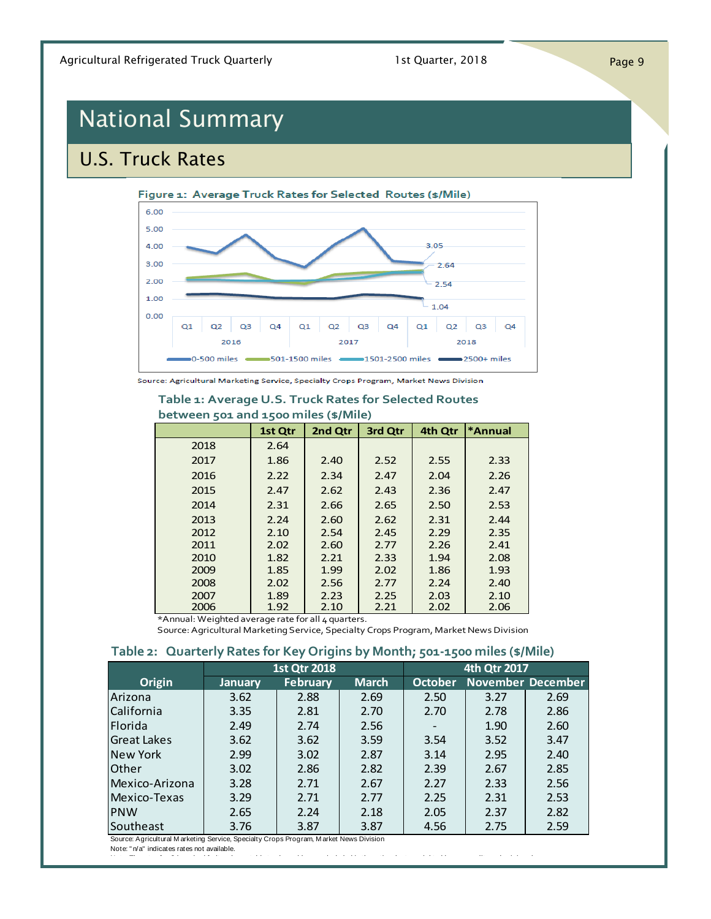# National Summary

## U.S. Truck Rates

**Figure 1: Average Truck Rates for Selected Routes ($/Mile)**

Source: Agricultural Marketing Service, Specialty Crops Program, Market News Division

**Table 1: Average U.S. Truck Rates for Selected Routes between 501 and 1500 miles ($/Mile)**

| | 1st Qtr | 2nd Qtr | 3rd Qtr | 4th Qtr | *Annual |
|---|---|---|---|---|---|
| 2018 | 2.64 | | | | |
| 2017 | 1.86 | 2.40 | 2.52 | 2.55 | 2.33 |
| 2016 | 2.22 | 2.34 | 2.47 | 2.04 | 2.26 |
| 2015 | 2.47 | 2.62 | 2.43 | 2.36 | 2.47 |
| 2014 | 2.31 | 2.66 | 2.65 | 2.50 | 2.53 |
| 2013 | 2.24 | 2.60 | 2.62 | 2.31 | 2.44 |
| 2012 | 2.10 | 2.54 | 2.45 | 2.29 | 2.35 |
| 2011 | 2.02 | 2.60 | 2.77 | 2.26 | 2.41 |
| 2010 | 1.82 | 2.21 | 2.33 | 1.94 | 2.08 |
| 2009 | 1.85 | 1.99 | 2.02 | 1.86 | 1.93 |
| 2008 | 2.02 | 2.56 | 2.77 | 2.24 | 2.40 |
| 2007 | 1.89 | 2.23 | 2.25 | 2.03 | 2.10 |
| 2006 | 1.92 | 2.10 | 2.21 | 2.02 | 2.06 |

*Annual: Weighted average rate for all 4 quarters.
Source: Agricultural Marketing Service, Specialty Crops Program, Market News Division

**Table 2: Quarterly Rates for Key Origins by Month; 501-1500 miles ($/Mile)**

| | 1st Qtr 2018 | | | 4th Qtr 2017 | | |
|---|---|---|---|---|---|---|
| Origin | January | February | March | October | November | December |
| Arizona | 3.62 | 2.88 | 2.69 | 2.50 | 3.27 | 2.69 |
| California | 3.35 | 2.81 | 2.70 | 2.70 | 2.78 | 2.86 |
| Florida | 2.49 | 2.74 | 2.56 | - | 1.90 | 2.60 |
| Great Lakes | 3.62 | 3.62 | 3.59 | 3.54 | 3.52 | 3.47 |
| New York | 2.99 | 3.02 | 2.87 | 3.14 | 2.95 | 2.40 |
| Other | 3.02 | 2.86 | 2.82 | 2.39 | 2.67 | 2.85 |
| Mexico-Arizona | 3.28 | 2.71 | 2.67 | 2.27 | 2.33 | 2.56 |
| Mexico-Texas | 3.29 | 2.71 | 2.77 | 2.25 | 2.31 | 2.53 |
| PNW | 2.65 | 2.24 | 2.18 | 2.05 | 2.37 | 2.82 |
| Southeast | 3.76 | 3.87 | 3.87 | 4.56 | 2.75 | 2.59 |

Source: Agricultural Marketing Service, Specialty Crops Program, Market News Division
Note: "n/a" indicates rates not available.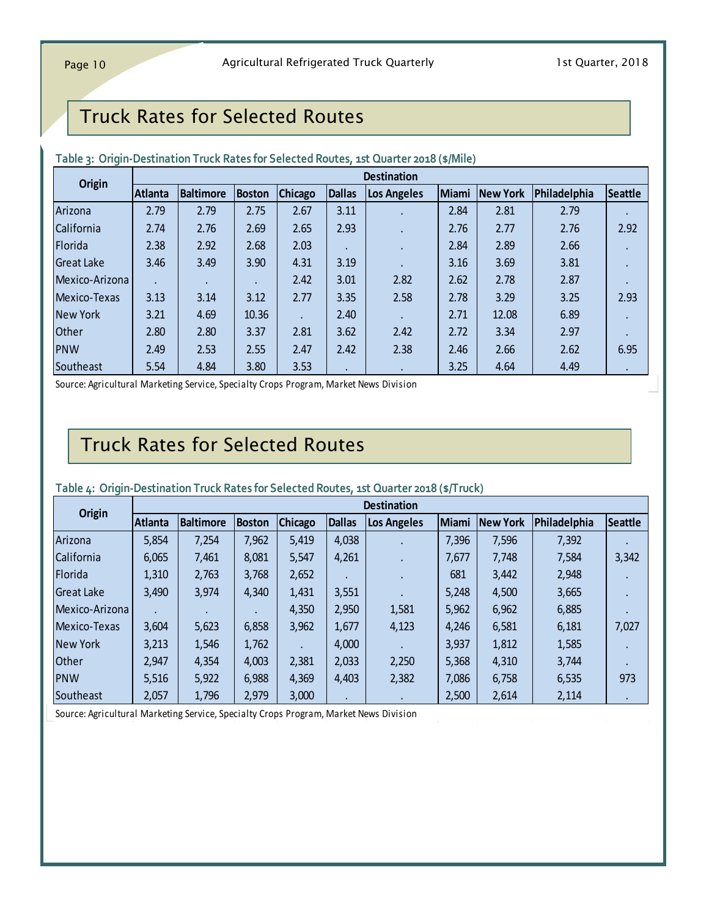## Truck Rates for Selected Routes

**Table 3: Origin-Destination Truck Rates for Selected Routes, 1st Quarter 2018 ($/Mile)**

| Origin | Destination | | | | | | | | |
|---|---|---|---|---|---|---|---|---|---|
| | Atlanta | Baltimore | Boston | Chicago | Dallas | Los Angeles | Miami | New York | Philadelphia | Seattle |
| Arizona | 2.79 | 2.79 | 2.75 | 2.67 | 3.11 | . | 2.84 | 2.81 | 2.79 | . |
| California | 2.74 | 2.76 | 2.69 | 2.65 | 2.93 | . | 2.76 | 2.77 | 2.76 | 2.92 |
| Florida | 2.38 | 2.92 | 2.68 | 2.03 | . | . | 2.84 | 2.89 | 2.66 | . |
| Great Lake | 3.46 | 3.49 | 3.90 | 4.31 | 3.19 | . | 3.16 | 3.69 | 3.81 | . |
| Mexico-Arizona | . | . | . | 2.42 | 3.01 | 2.82 | 2.62 | 2.78 | 2.87 | . |
| Mexico-Texas | 3.13 | 3.14 | 3.12 | 2.77 | 3.35 | 2.58 | 2.78 | 3.29 | 3.25 | 2.93 |
| New York | 3.21 | 4.69 | 10.36 | . | 2.40 | . | 2.71 | 12.08 | 6.89 | . |
| Other | 2.80 | 2.80 | 3.37 | 2.81 | 3.62 | 2.42 | 2.72 | 3.34 | 2.97 | . |
| PNW | 2.49 | 2.53 | 2.55 | 2.47 | 2.42 | 2.38 | 2.46 | 2.66 | 2.62 | 6.95 |
| Southeast | 5.54 | 4.84 | 3.80 | 3.53 | . | . | 3.25 | 4.64 | 4.49 | . |

Source: Agricultural Marketing Service, Specialty Crops Program, Market News Division

## Truck Rates for Selected Routes

**Table 4: Origin-Destination Truck Rates for Selected Routes, 1st Quarter 2018 ($/Truck)**

| Origin | Destination | | | | | | | | |
|---|---|---|---|---|---|---|---|---|---|
| | Atlanta | Baltimore | Boston | Chicago | Dallas | Los Angeles | Miami | New York | Philadelphia | Seattle |
| Arizona | 5,854 | 7,254 | 7,962 | 5,419 | 4,038 | . | 7,396 | 7,596 | 7,392 | . |
| California | 6,065 | 7,461 | 8,081 | 5,547 | 4,261 | . | 7,677 | 7,748 | 7,584 | 3,342 |
| Florida | 1,310 | 2,763 | 3,768 | 2,652 | . | . | 681 | 3,442 | 2,948 | . |
| Great Lake | 3,490 | 3,974 | 4,340 | 1,431 | 3,551 | . | 5,248 | 4,500 | 3,665 | . |
| Mexico-Arizona | . | . | . | 4,350 | 2,950 | 1,581 | 5,962 | 6,962 | 6,885 | . |
| Mexico-Texas | 3,604 | 5,623 | 6,858 | 3,962 | 1,677 | 4,123 | 4,246 | 6,581 | 6,181 | 7,027 |
| New York | 3,213 | 1,546 | 1,762 | . | 4,000 | . | 3,937 | 1,812 | 1,585 | . |
| Other | 2,947 | 4,354 | 4,003 | 2,381 | 2,033 | 2,250 | 5,368 | 4,310 | 3,744 | . |
| PNW | 5,516 | 5,922 | 6,988 | 4,369 | 4,403 | 2,382 | 7,086 | 6,758 | 6,535 | 973 |
| Southeast | 2,057 | 1,796 | 2,979 | 3,000 | . | . | 2,500 | 2,614 | 2,114 | . |

Source: Agricultural Marketing Service, Specialty Crops Program, Market News Division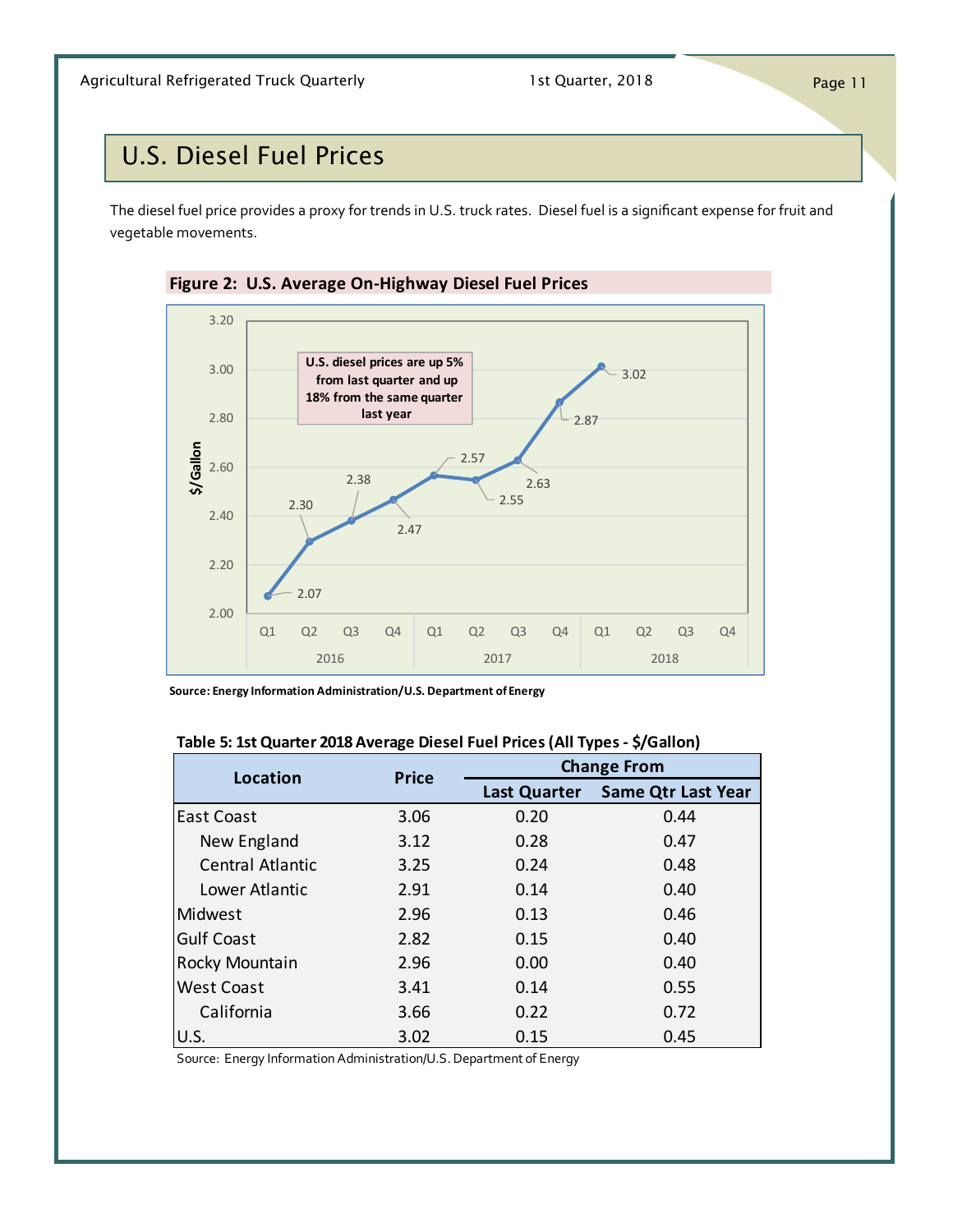# U.S. Diesel Fuel Prices

The diesel fuel price provides a proxy for trends in U.S. truck rates. Diesel fuel is a significant expense for fruit and vegetable movements.

**Figure 2: U.S. Average On-Highway Diesel Fuel Prices**

U.S. diesel prices are up 5% from last quarter and up 18% from the same quarter last year

| Year | Quarter | $/Gallon |
|---|---|---|
| 2016 | Q1 | 2.07 |
| 2016 | Q2 | 2.30 |
| 2016 | Q3 | 2.38 |
| 2016 | Q4 | 2.47 |
| 2017 | Q1 | 2.57 |
| 2017 | Q2 | 2.55 |
| 2017 | Q3 | 2.63 |
| 2017 | Q4 | 2.87 |
| 2018 | Q1 | 3.02 |

**Source: Energy Information Administration/U.S. Department of Energy**

**Table 5: 1st Quarter 2018 Average Diesel Fuel Prices (All Types - $/Gallon)**

| Location | Price | Change From | |
|---|---|---|---|
| | | Last Quarter | Same Qtr Last Year |
| East Coast | 3.06 | 0.20 | 0.44 |
| New England | 3.12 | 0.28 | 0.47 |
| Central Atlantic | 3.25 | 0.24 | 0.48 |
| Lower Atlantic | 2.91 | 0.14 | 0.40 |
| Midwest | 2.96 | 0.13 | 0.46 |
| Gulf Coast | 2.82 | 0.15 | 0.40 |
| Rocky Mountain | 2.96 | 0.00 | 0.40 |
| West Coast | 3.41 | 0.14 | 0.55 |
| California | 3.66 | 0.22 | 0.72 |
| U.S. | 3.02 | 0.15 | 0.45 |

Source: Energy Information Administration/U.S. Department of Energy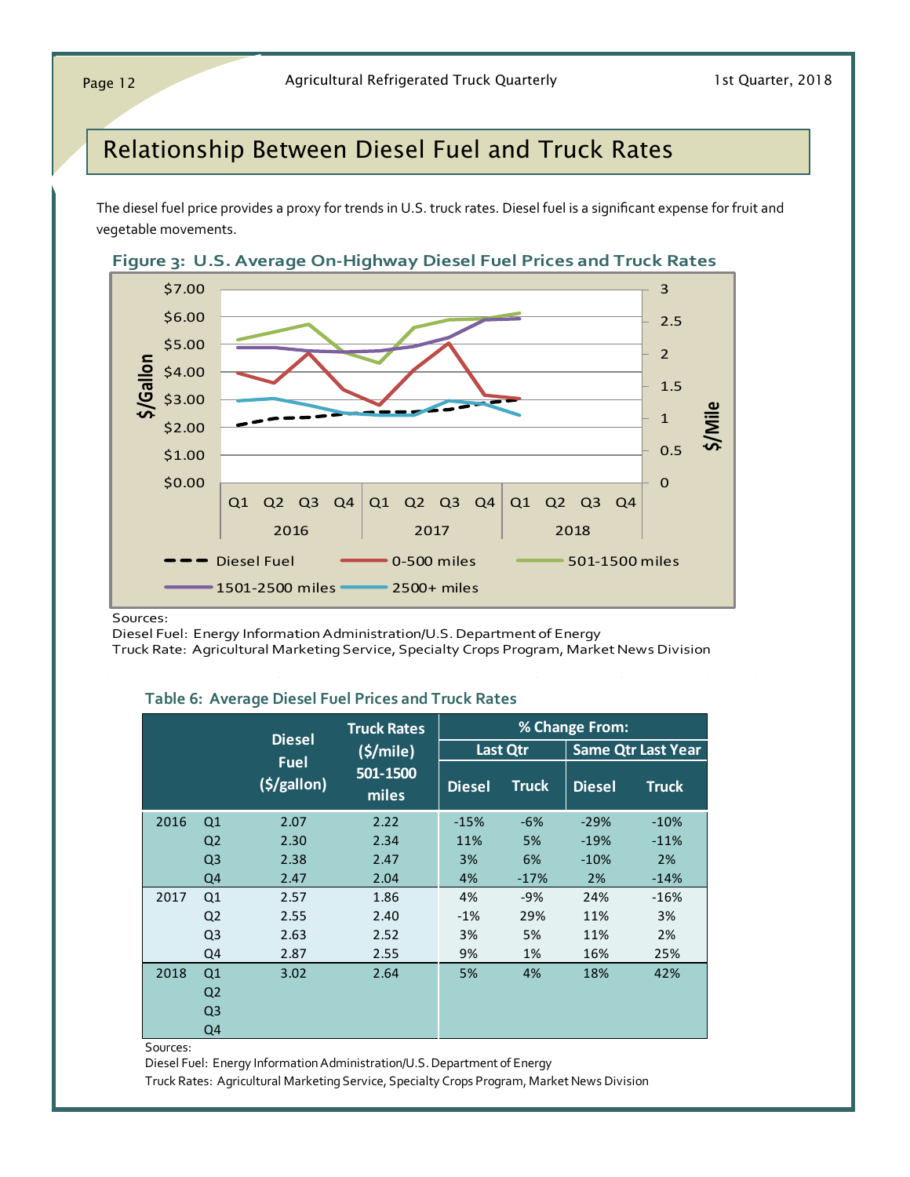## Relationship Between Diesel Fuel and Truck Rates

The diesel fuel price provides a proxy for trends in U.S. truck rates. Diesel fuel is a significant expense for fruit and vegetable movements.

**Figure 3: U.S. Average On-Highway Diesel Fuel Prices and Truck Rates**

Sources:
Diesel Fuel: Energy Information Administration/U.S. Department of Energy
Truck Rate: Agricultural Marketing Service, Specialty Crops Program, Market News Division

**Table 6: Average Diesel Fuel Prices and Truck Rates**

| | | Diesel Fuel ($/gallon) | Truck Rates ($/mile) 501-1500 miles | % Change From: | | | |
|---|---|---|---|---|---|---|---|
| | | | | Last Qtr | | Same Qtr Last Year | |
| | | | | Diesel | Truck | Diesel | Truck |
| 2016 | Q1 | 2.07 | 2.22 | -15% | -6% | -29% | -10% |
| | Q2 | 2.30 | 2.34 | 11% | 5% | -19% | -11% |
| | Q3 | 2.38 | 2.47 | 3% | 6% | -10% | 2% |
| | Q4 | 2.47 | 2.04 | 4% | -17% | 2% | -14% |
| 2017 | Q1 | 2.57 | 1.86 | 4% | -9% | 24% | -16% |
| | Q2 | 2.55 | 2.40 | -1% | 29% | 11% | 3% |
| | Q3 | 2.63 | 2.52 | 3% | 5% | 11% | 2% |
| | Q4 | 2.87 | 2.55 | 9% | 1% | 16% | 25% |
| 2018 | Q1 | 3.02 | 2.64 | 5% | 4% | 18% | 42% |
| | Q2 | | | | | | |
| | Q3 | | | | | | |
| | Q4 | | | | | | |

Sources:
Diesel Fuel: Energy Information Administration/U.S. Department of Energy
Truck Rates: Agricultural Marketing Service, Specialty Crops Program, Market News Division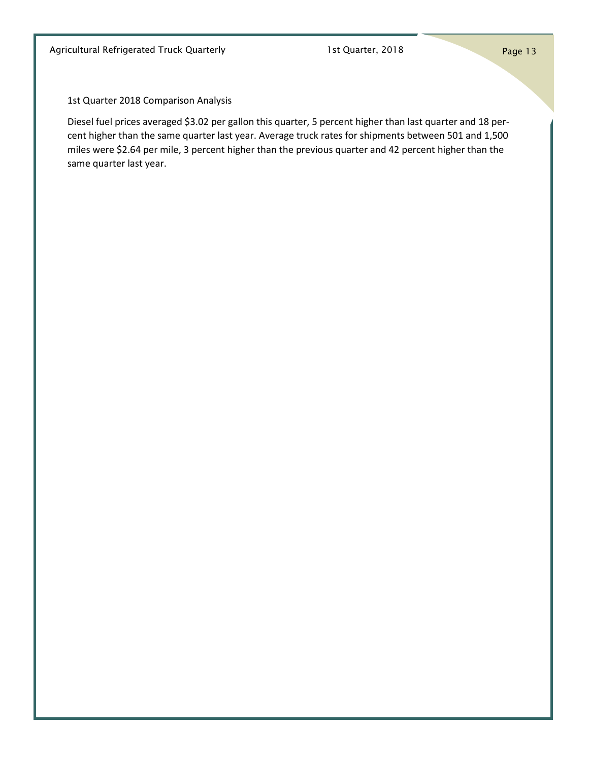## 1st Quarter 2018 Comparison Analysis

Diesel fuel prices averaged $3.02 per gallon this quarter, 5 percent higher than last quarter and 18 percent higher than the same quarter last year. Average truck rates for shipments between 501 and 1,500 miles were $2.64 per mile, 3 percent higher than the previous quarter and 42 percent higher than the same quarter last year.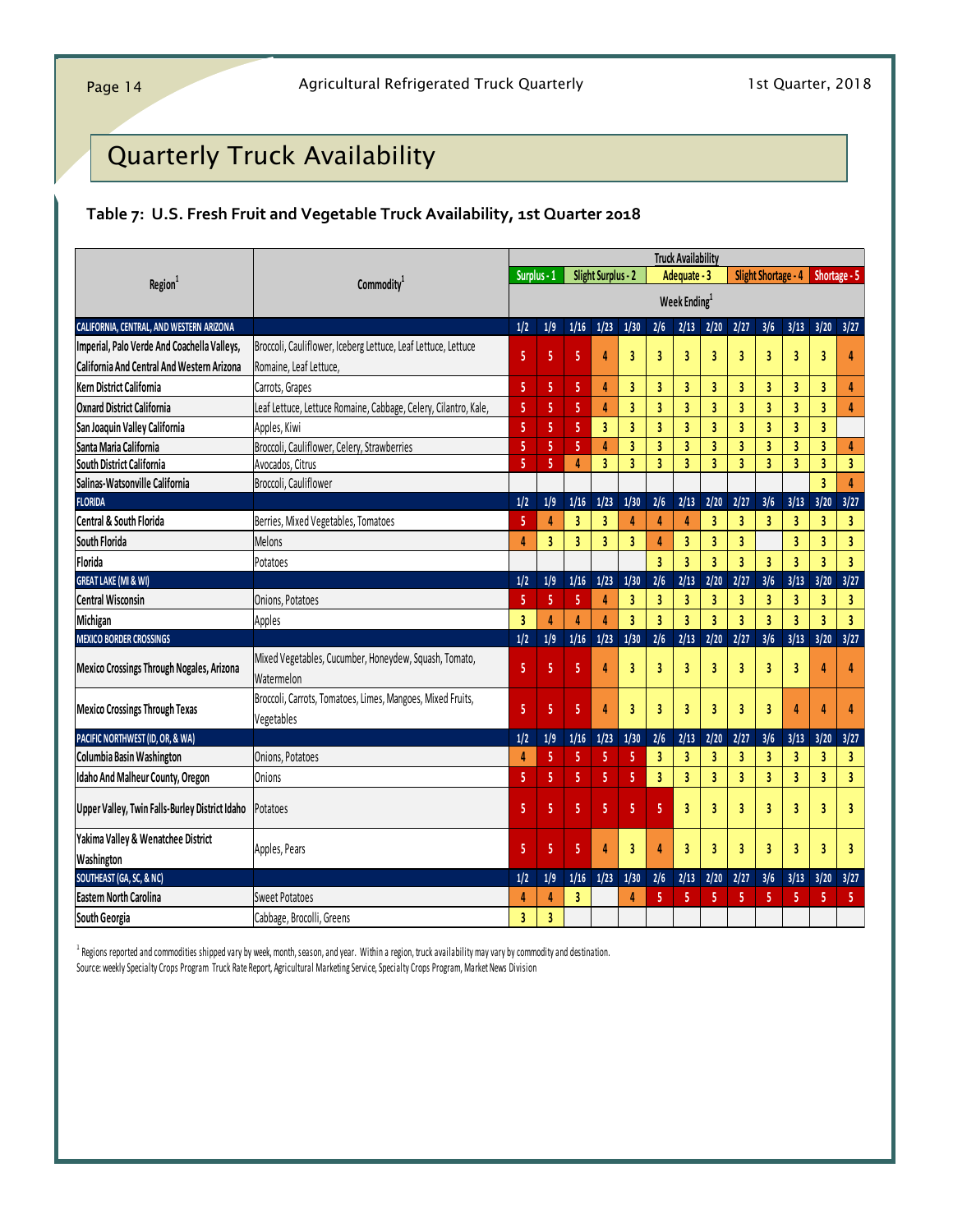# Quarterly Truck Availability

**Table 7: U.S. Fresh Fruit and Vegetable Truck Availability, 1st Quarter 2018**

Truck Availability: Surplus - 1 | Slight Surplus - 2 | Adequate - 3 | Slight Shortage - 4 | Shortage - 5

| Region[1] | Commodity[1] | Week Ending[1] | | | | | | | | | | | | |
|---|---|---|---|---|---|---|---|---|---|---|---|---|---|---|
| **CALIFORNIA, CENTRAL, AND WESTERN ARIZONA** | | 1/2 | 1/9 | 1/16 | 1/23 | 1/30 | 2/6 | 2/13 | 2/20 | 2/27 | 3/6 | 3/13 | 3/20 | 3/27 |
| Imperial, Palo Verde And Coachella Valleys, California And Central And Western Arizona | Broccoli, Cauliflower, Iceberg Lettuce, Leaf Lettuce, Lettuce Romaine, Leaf Lettuce, | 5 | 5 | 5 | 4 | 3 | 3 | 3 | 3 | 3 | 3 | 3 | 3 | 4 |
| Kern District California | Carrots, Grapes | 5 | 5 | 5 | 4 | 3 | 3 | 3 | 3 | 3 | 3 | 3 | 3 | 4 |
| Oxnard District California | Leaf Lettuce, Lettuce Romaine, Cabbage, Celery, Cilantro, Kale, | 5 | 5 | 5 | 4 | 3 | 3 | 3 | 3 | 3 | 3 | 3 | 3 | 4 |
| San Joaquin Valley California | Apples, Kiwi | 5 | 5 | 5 | 3 | 3 | 3 | 3 | 3 | 3 | 3 | 3 | 3 | |
| Santa Maria California | Broccoli, Cauliflower, Celery, Strawberries | 5 | 5 | 5 | 4 | 3 | 3 | 3 | 3 | 3 | 3 | 3 | 3 | 4 |
| South District California | Avocados, Citrus | 5 | 5 | 4 | 3 | 3 | 3 | 3 | 3 | 3 | 3 | 3 | 3 | 3 |
| Salinas-Watsonville California | Broccoli, Cauliflower | | | | | | | | | | | | 3 | 4 |
| **FLORIDA** | | 1/2 | 1/9 | 1/16 | 1/23 | 1/30 | 2/6 | 2/13 | 2/20 | 2/27 | 3/6 | 3/13 | 3/20 | 3/27 |
| Central & South Florida | Berries, Mixed Vegetables, Tomatoes | 5 | 4 | 3 | 3 | 4 | 4 | 4 | 3 | 3 | 3 | 3 | 3 | 3 |
| South Florida | Melons | 4 | 3 | 3 | 3 | 3 | 4 | 3 | 3 | 3 | | 3 | 3 | 3 |
| Florida | Potatoes | | | | | | 3 | 3 | 3 | 3 | 3 | 3 | 3 | 3 |
| **GREAT LAKE (MI & WI)** | | 1/2 | 1/9 | 1/16 | 1/23 | 1/30 | 2/6 | 2/13 | 2/20 | 2/27 | 3/6 | 3/13 | 3/20 | 3/27 |
| Central Wisconsin | Onions, Potatoes | 5 | 5 | 5 | 4 | 3 | 3 | 3 | 3 | 3 | 3 | 3 | 3 | 3 |
| Michigan | Apples | 3 | 4 | 4 | 4 | 3 | 3 | 3 | 3 | 3 | 3 | 3 | 3 | 3 |
| **MEXICO BORDER CROSSINGS** | | 1/2 | 1/9 | 1/16 | 1/23 | 1/30 | 2/6 | 2/13 | 2/20 | 2/27 | 3/6 | 3/13 | 3/20 | 3/27 |
| Mexico Crossings Through Nogales, Arizona | Mixed Vegetables, Cucumber, Honeydew, Squash, Tomato, Watermelon | 5 | 5 | 5 | 4 | 3 | 3 | 3 | 3 | 3 | 3 | 3 | 4 | 4 |
| Mexico Crossings Through Texas | Broccoli, Carrots, Tomatoes, Limes, Mangoes, Mixed Fruits, Vegetables | 5 | 5 | 5 | 4 | 3 | 3 | 3 | 3 | 3 | 3 | 4 | 4 | 4 |
| **PACIFIC NORTHWEST (ID, OR, & WA)** | | 1/2 | 1/9 | 1/16 | 1/23 | 1/30 | 2/6 | 2/13 | 2/20 | 2/27 | 3/6 | 3/13 | 3/20 | 3/27 |
| Columbia Basin Washington | Onions, Potatoes | 4 | 5 | 5 | 5 | 5 | 3 | 3 | 3 | 3 | 3 | 3 | 3 | 3 |
| Idaho And Malheur County, Oregon | Onions | 5 | 5 | 5 | 5 | 5 | 3 | 3 | 3 | 3 | 3 | 3 | 3 | 3 |
| Upper Valley, Twin Falls-Burley District Idaho | Potatoes | 5 | 5 | 5 | 5 | 5 | 5 | 3 | 3 | 3 | 3 | 3 | 3 | 3 |
| Yakima Valley & Wenatchee District Washington | Apples, Pears | 5 | 5 | 5 | 4 | 3 | 4 | 3 | 3 | 3 | 3 | 3 | 3 | 3 |
| **SOUTHEAST (GA, SC, & NC)** | | 1/2 | 1/9 | 1/16 | 1/23 | 1/30 | 2/6 | 2/13 | 2/20 | 2/27 | 3/6 | 3/13 | 3/20 | 3/27 |
| Eastern North Carolina | Sweet Potatoes | 4 | 4 | 3 | | 4 | 5 | 5 | 5 | 5 | 5 | 5 | 5 | 5 |
| South Georgia | Cabbage, Brocolli, Greens | 3 | 3 | | | | | | | | | | | |

[1] Regions reported and commodities shipped vary by week, month, season, and year. Within a region, truck availability may vary by commodity and destination.

Source: weekly Specialty Crops Program Truck Rate Report, Agricultural Marketing Service, Specialty Crops Program, Market News Division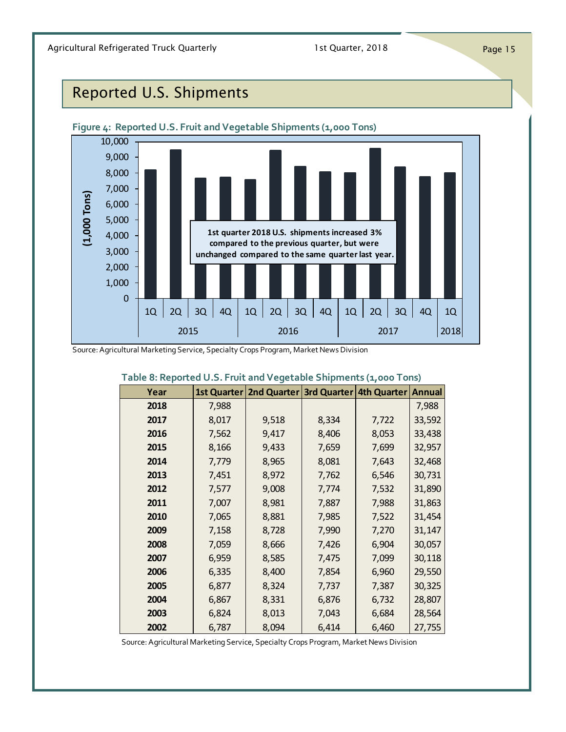## Reported U.S. Shipments

**Figure 4: Reported U.S. Fruit and Vegetable Shipments (1,000 Tons)**

1st quarter 2018 U.S. shipments increased 3% compared to the previous quarter, but were unchanged compared to the same quarter last year.

Source: Agricultural Marketing Service, Specialty Crops Program, Market News Division

**Table 8: Reported U.S. Fruit and Vegetable Shipments (1,000 Tons)**

| Year | 1st Quarter | 2nd Quarter | 3rd Quarter | 4th Quarter | Annual |
|---|---|---|---|---|---|
| 2018 | 7,988 | | | | 7,988 |
| 2017 | 8,017 | 9,518 | 8,334 | 7,722 | 33,592 |
| 2016 | 7,562 | 9,417 | 8,406 | 8,053 | 33,438 |
| 2015 | 8,166 | 9,433 | 7,659 | 7,699 | 32,957 |
| 2014 | 7,779 | 8,965 | 8,081 | 7,643 | 32,468 |
| 2013 | 7,451 | 8,972 | 7,762 | 6,546 | 30,731 |
| 2012 | 7,577 | 9,008 | 7,774 | 7,532 | 31,890 |
| 2011 | 7,007 | 8,981 | 7,887 | 7,988 | 31,863 |
| 2010 | 7,065 | 8,881 | 7,985 | 7,522 | 31,454 |
| 2009 | 7,158 | 8,728 | 7,990 | 7,270 | 31,147 |
| 2008 | 7,059 | 8,666 | 7,426 | 6,904 | 30,057 |
| 2007 | 6,959 | 8,585 | 7,475 | 7,099 | 30,118 |
| 2006 | 6,335 | 8,400 | 7,854 | 6,960 | 29,550 |
| 2005 | 6,877 | 8,324 | 7,737 | 7,387 | 30,325 |
| 2004 | 6,867 | 8,331 | 6,876 | 6,732 | 28,807 |
| 2003 | 6,824 | 8,013 | 7,043 | 6,684 | 28,564 |
| 2002 | 6,787 | 8,094 | 6,414 | 6,460 | 27,755 |

Source: Agricultural Marketing Service, Specialty Crops Program, Market News Division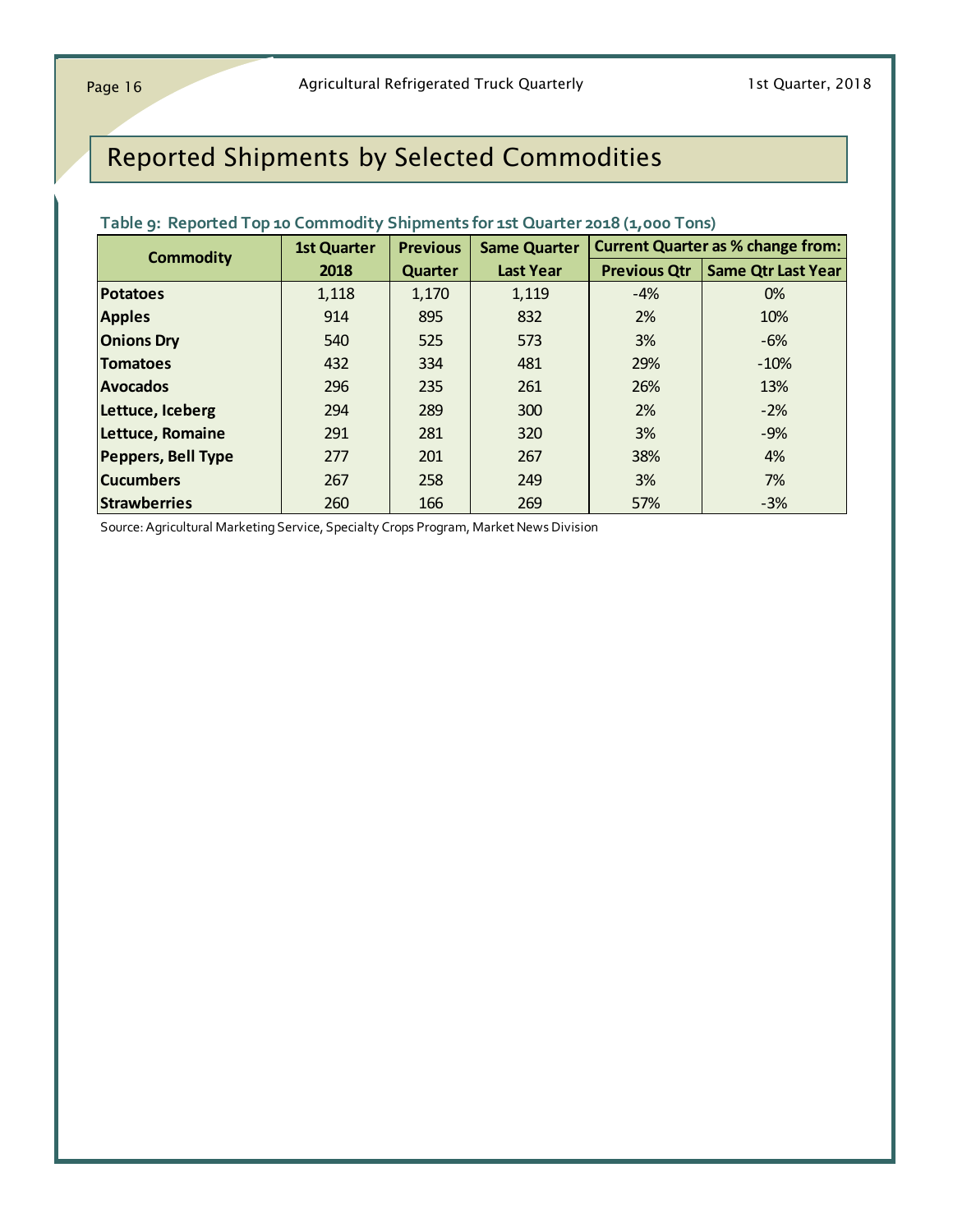# Reported Shipments by Selected Commodities

**Table 9: Reported Top 10 Commodity Shipments for 1st Quarter 2018 (1,000 Tons)**

| Commodity | 1st Quarter 2018 | Previous Quarter | Same Quarter Last Year | Current Quarter as % change from: | |
|---|---|---|---|---|---|
| | | | | Previous Qtr | Same Qtr Last Year |
| **Potatoes** | 1,118 | 1,170 | 1,119 | -4% | 0% |
| **Apples** | 914 | 895 | 832 | 2% | 10% |
| **Onions Dry** | 540 | 525 | 573 | 3% | -6% |
| **Tomatoes** | 432 | 334 | 481 | 29% | -10% |
| **Avocados** | 296 | 235 | 261 | 26% | 13% |
| **Lettuce, Iceberg** | 294 | 289 | 300 | 2% | -2% |
| **Lettuce, Romaine** | 291 | 281 | 320 | 3% | -9% |
| **Peppers, Bell Type** | 277 | 201 | 267 | 38% | 4% |
| **Cucumbers** | 267 | 258 | 249 | 3% | 7% |
| **Strawberries** | 260 | 166 | 269 | 57% | -3% |

Source: Agricultural Marketing Service, Specialty Crops Program, Market News Division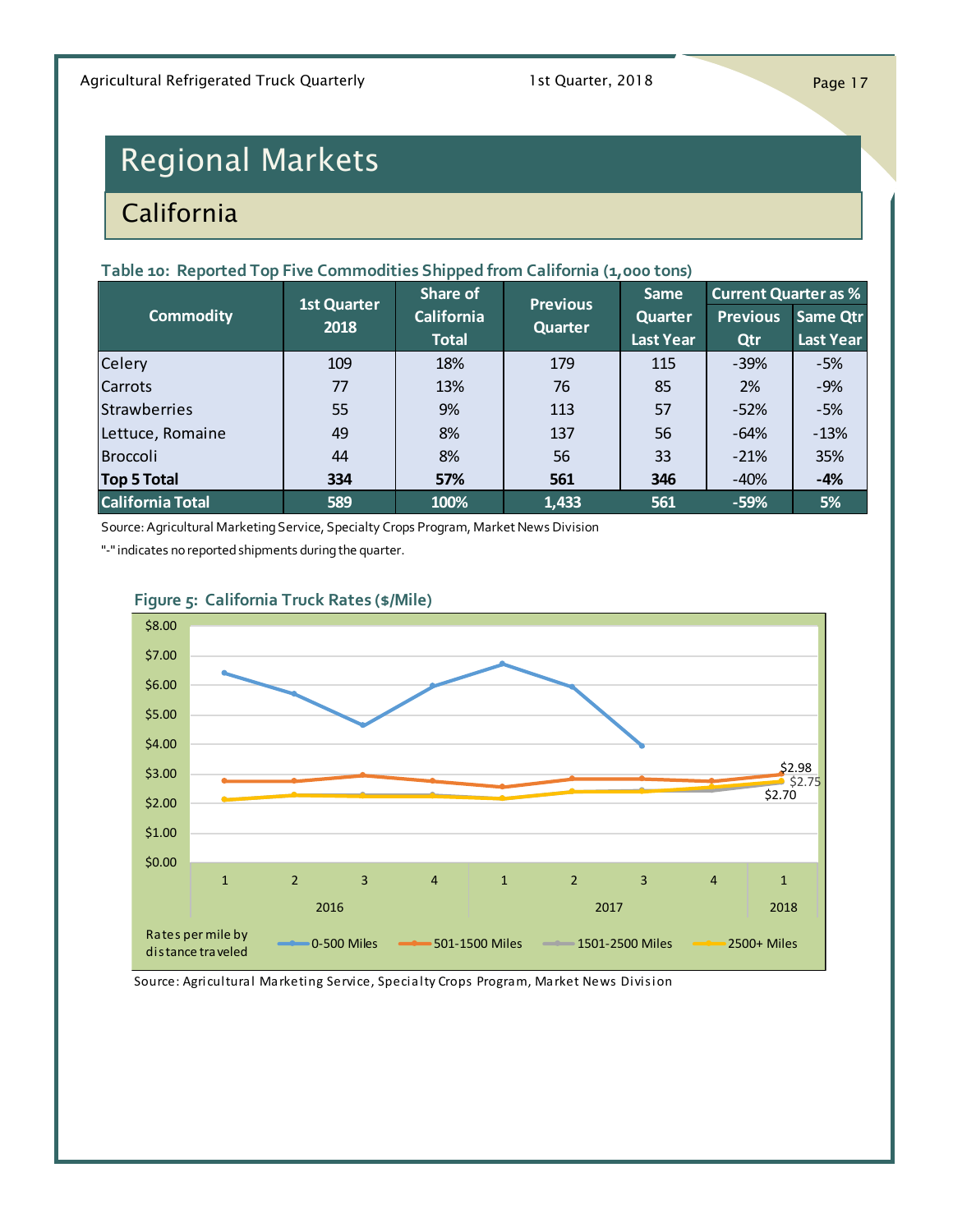# Regional Markets

## California

**Table 10: Reported Top Five Commodities Shipped from California (1,000 tons)**

| Commodity | 1st Quarter 2018 | Share of California Total | Previous Quarter | Same Quarter Last Year | Current Quarter as % | |
|---|---|---|---|---|---|---|
| | | | | | Previous Qtr | Same Qtr Last Year |
| Celery | 109 | 18% | 179 | 115 | -39% | -5% |
| Carrots | 77 | 13% | 76 | 85 | 2% | -9% |
| Strawberries | 55 | 9% | 113 | 57 | -52% | -5% |
| Lettuce, Romaine | 49 | 8% | 137 | 56 | -64% | -13% |
| Broccoli | 44 | 8% | 56 | 33 | -21% | 35% |
| **Top 5 Total** | **334** | **57%** | **561** | **346** | **-40%** | **-4%** |
| **California Total** | **589** | **100%** | **1,433** | **561** | **-59%** | **5%** |

Source: Agricultural Marketing Service, Specialty Crops Program, Market News Division

"-" indicates no reported shipments during the quarter.

**Figure 5: California Truck Rates ($/Mile)**

Source: Agricultural Marketing Service, Specialty Crops Program, Market News Division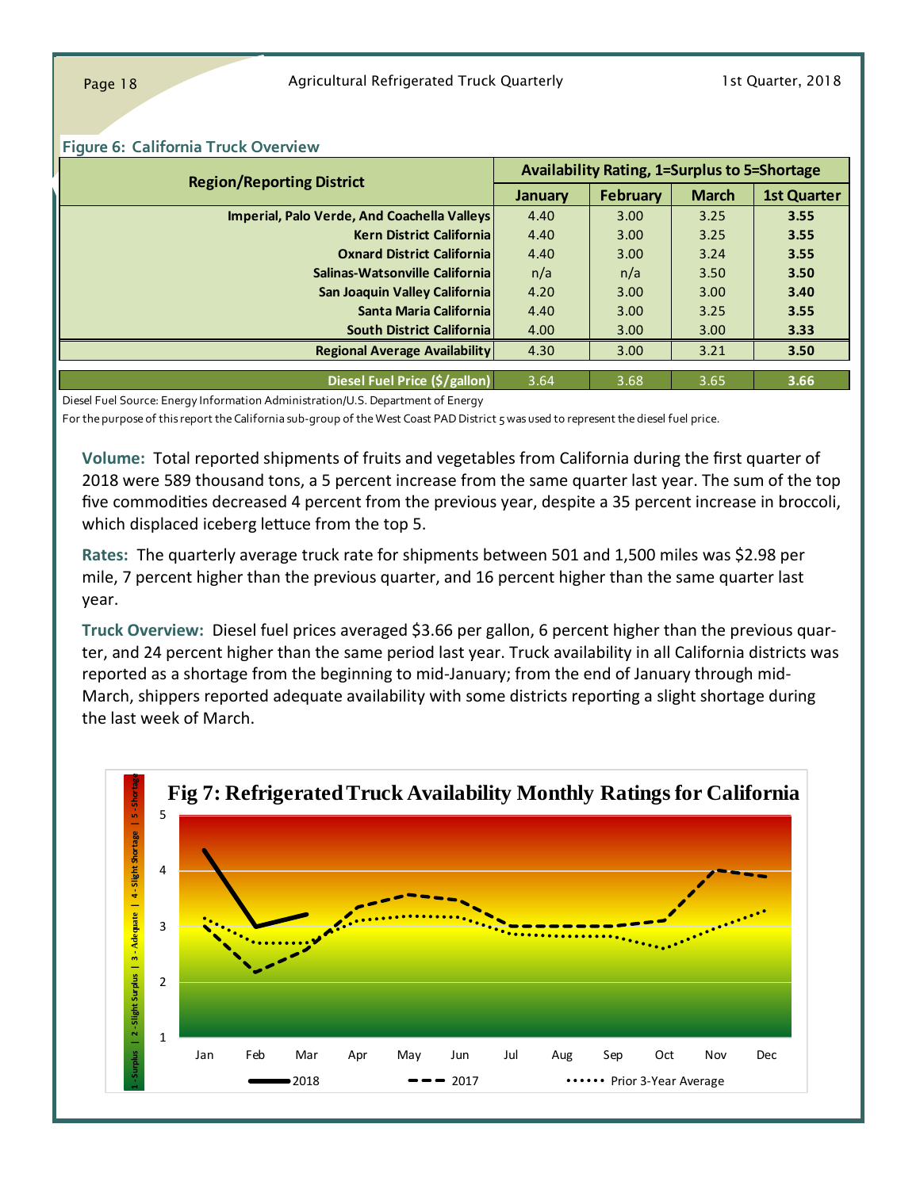**Figure 6: California Truck Overview**

| Region/Reporting District | Availability Rating, 1=Surplus to 5=Shortage | | | |
|---|---|---|---|---|
| | January | February | March | 1st Quarter |
| Imperial, Palo Verde, And Coachella Valleys | 4.40 | 3.00 | 3.25 | **3.55** |
| Kern District California | 4.40 | 3.00 | 3.25 | **3.55** |
| Oxnard District California | 4.40 | 3.00 | 3.24 | **3.55** |
| Salinas-Watsonville California | n/a | n/a | 3.50 | **3.50** |
| San Joaquin Valley California | 4.20 | 3.00 | 3.00 | **3.40** |
| Santa Maria California | 4.40 | 3.00 | 3.25 | **3.55** |
| South District California | 4.00 | 3.00 | 3.00 | **3.33** |
| **Regional Average Availability** | 4.30 | 3.00 | 3.21 | **3.50** |
| **Diesel Fuel Price ($/gallon)** | 3.64 | 3.68 | 3.65 | **3.66** |

Diesel Fuel Source: Energy Information Administration/U.S. Department of Energy

For the purpose of this report the California sub-group of the West Coast PAD District 5 was used to represent the diesel fuel price.

**Volume:** Total reported shipments of fruits and vegetables from California during the first quarter of 2018 were 589 thousand tons, a 5 percent increase from the same quarter last year. The sum of the top five commodities decreased 4 percent from the previous year, despite a 35 percent increase in broccoli, which displaced iceberg lettuce from the top 5.

**Rates:** The quarterly average truck rate for shipments between 501 and 1,500 miles was $2.98 per mile, 7 percent higher than the previous quarter, and 16 percent higher than the same quarter last year.

**Truck Overview:** Diesel fuel prices averaged $3.66 per gallon, 6 percent higher than the previous quarter, and 24 percent higher than the same period last year. Truck availability in all California districts was reported as a shortage from the beginning to mid-January; from the end of January through mid-March, shippers reported adequate availability with some districts reporting a slight shortage during the last week of March.

**Fig 7: Refrigerated Truck Availability Monthly Ratings for California**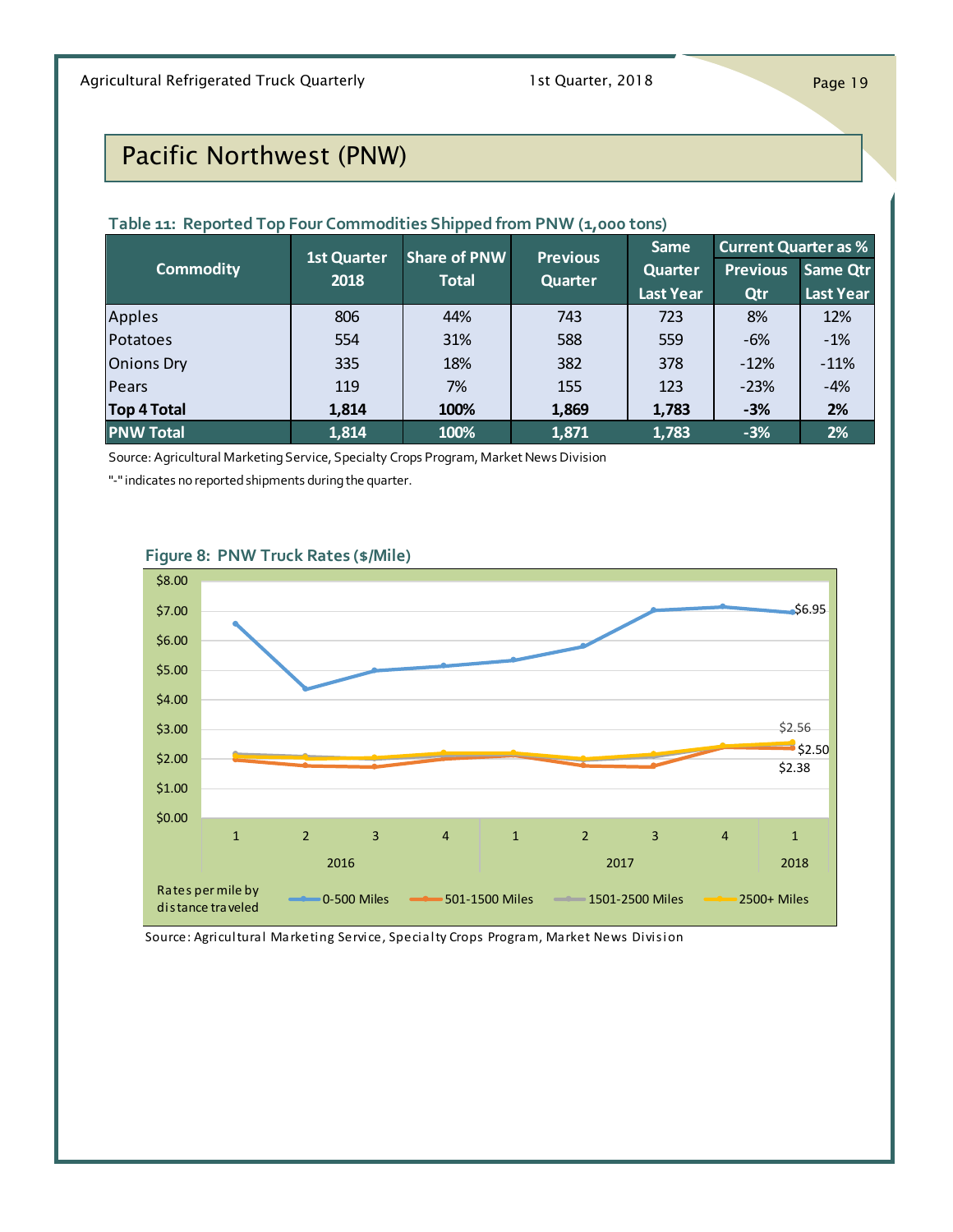# Pacific Northwest (PNW)

**Table 11: Reported Top Four Commodities Shipped from PNW (1,000 tons)**

| Commodity | 1st Quarter 2018 | Share of PNW Total | Previous Quarter | Same Quarter Last Year | Current Quarter as % Previous Qtr | Current Quarter as % Same Qtr Last Year |
|---|---|---|---|---|---|---|
| Apples | 806 | 44% | 743 | 723 | 8% | 12% |
| Potatoes | 554 | 31% | 588 | 559 | -6% | -1% |
| Onions Dry | 335 | 18% | 382 | 378 | -12% | -11% |
| Pears | 119 | 7% | 155 | 123 | -23% | -4% |
| **Top 4 Total** | **1,814** | **100%** | **1,869** | **1,783** | **-3%** | **2%** |
| **PNW Total** | **1,814** | **100%** | **1,871** | **1,783** | **-3%** | **2%** |

Source: Agricultural Marketing Service, Specialty Crops Program, Market News Division

"-" indicates no reported shipments during the quarter.

**Figure 8: PNW Truck Rates ($/Mile)**

Source: Agricultural Marketing Service, Specialty Crops Program, Market News Division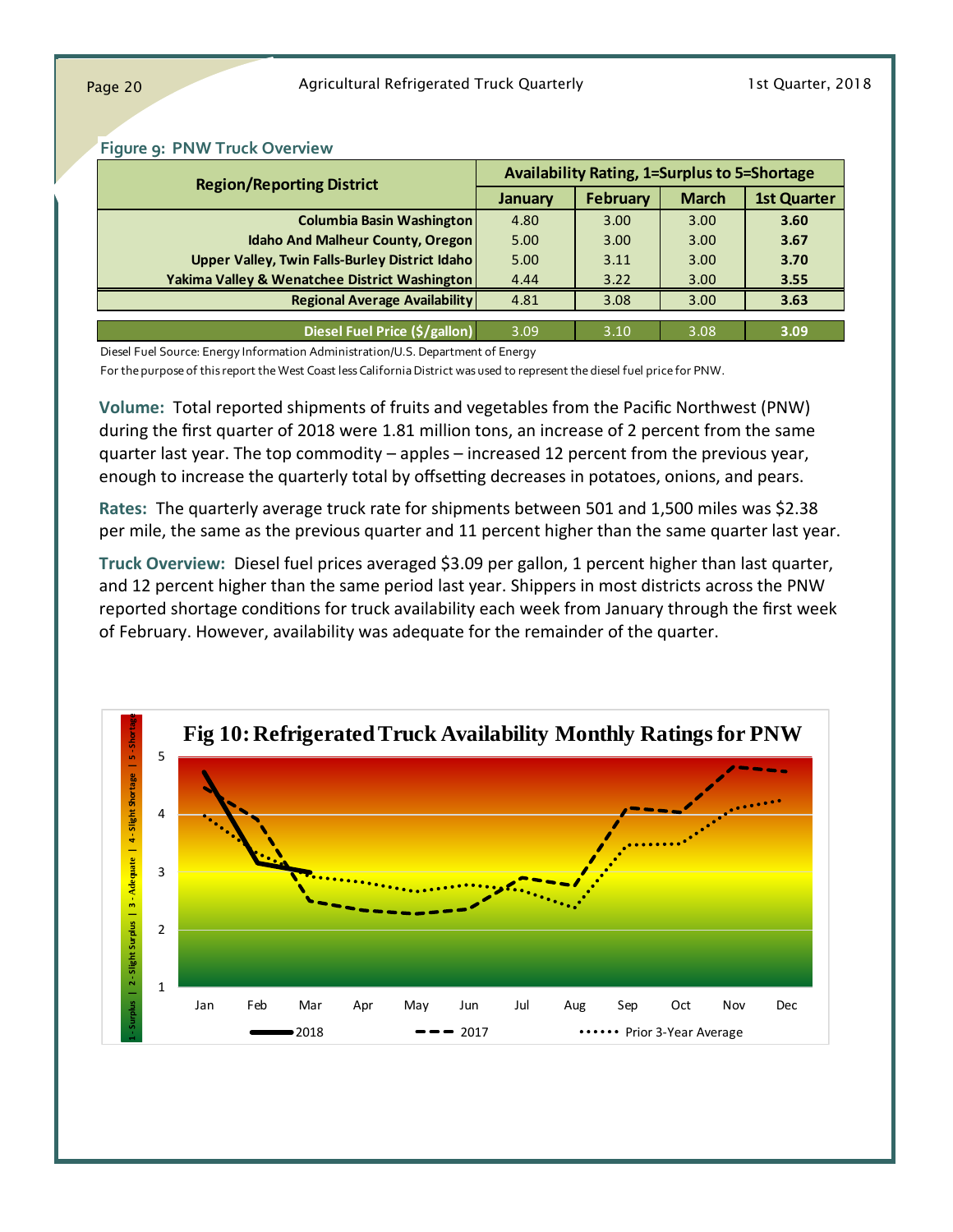**Figure 9: PNW Truck Overview**

| Region/Reporting District | Availability Rating, 1=Surplus to 5=Shortage | | | |
|---|---|---|---|---|
| | January | February | March | 1st Quarter |
| Columbia Basin Washington | 4.80 | 3.00 | 3.00 | **3.60** |
| Idaho And Malheur County, Oregon | 5.00 | 3.00 | 3.00 | **3.67** |
| Upper Valley, Twin Falls-Burley District Idaho | 5.00 | 3.11 | 3.00 | **3.70** |
| Yakima Valley & Wenatchee District Washington | 4.44 | 3.22 | 3.00 | **3.55** |
| **Regional Average Availability** | 4.81 | 3.08 | 3.00 | **3.63** |
| **Diesel Fuel Price ($/gallon)** | 3.09 | 3.10 | 3.08 | **3.09** |

Diesel Fuel Source: Energy Information Administration/U.S. Department of Energy

For the purpose of this report the West Coast less California District was used to represent the diesel fuel price for PNW.

**Volume:** Total reported shipments of fruits and vegetables from the Pacific Northwest (PNW) during the first quarter of 2018 were 1.81 million tons, an increase of 2 percent from the same quarter last year. The top commodity – apples – increased 12 percent from the previous year, enough to increase the quarterly total by offsetting decreases in potatoes, onions, and pears.

**Rates:** The quarterly average truck rate for shipments between 501 and 1,500 miles was $2.38 per mile, the same as the previous quarter and 11 percent higher than the same quarter last year.

**Truck Overview:** Diesel fuel prices averaged $3.09 per gallon, 1 percent higher than last quarter, and 12 percent higher than the same period last year. Shippers in most districts across the PNW reported shortage conditions for truck availability each week from January through the first week of February. However, availability was adequate for the remainder of the quarter.

**Fig 10: Refrigerated Truck Availability Monthly Ratings for PNW**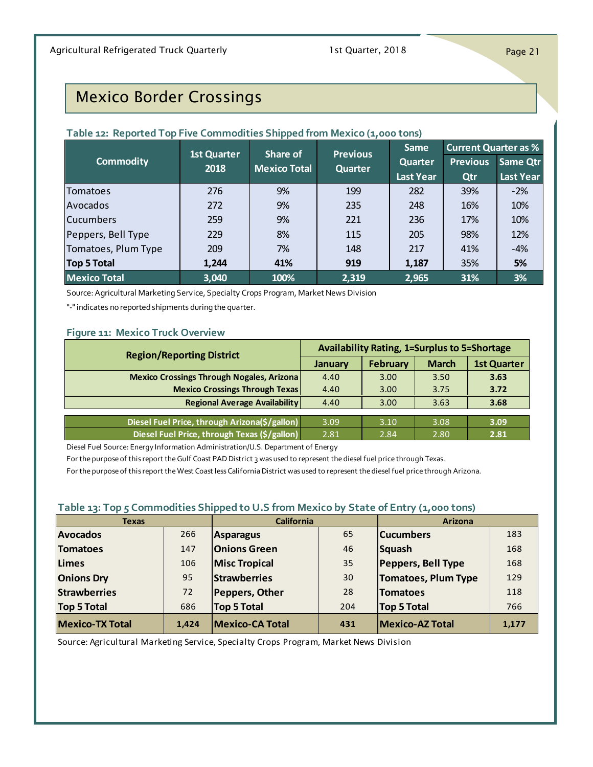# Mexico Border Crossings

### Table 12: Reported Top Five Commodities Shipped from Mexico (1,000 tons)

| Commodity | 1st Quarter 2018 | Share of Mexico Total | Previous Quarter | Same Quarter Last Year | Current Quarter as % | |
|---|---|---|---|---|---|---|
| | | | | | Previous Qtr | Same Qtr Last Year |
| Tomatoes | 276 | 9% | 199 | 282 | 39% | -2% |
| Avocados | 272 | 9% | 235 | 248 | 16% | 10% |
| Cucumbers | 259 | 9% | 221 | 236 | 17% | 10% |
| Peppers, Bell Type | 229 | 8% | 115 | 205 | 98% | 12% |
| Tomatoes, Plum Type | 209 | 7% | 148 | 217 | 41% | -4% |
| **Top 5 Total** | **1,244** | **41%** | **919** | **1,187** | 35% | **5%** |
| **Mexico Total** | **3,040** | **100%** | **2,319** | **2,965** | **31%** | **3%** |

Source: Agricultural Marketing Service, Specialty Crops Program, Market News Division

"-" indicates no reported shipments during the quarter.

### Figure 11: Mexico Truck Overview

| Region/Reporting District | Availability Rating, 1=Surplus to 5=Shortage | | | |
|---|---|---|---|---|
| | January | February | March | 1st Quarter |
| **Mexico Crossings Through Nogales, Arizona** | 4.40 | 3.00 | 3.50 | **3.63** |
| **Mexico Crossings Through Texas** | 4.40 | 3.00 | 3.75 | **3.72** |
| **Regional Average Availability** | 4.40 | 3.00 | 3.63 | **3.68** |
| **Diesel Fuel Price, through Arizona($/gallon)** | 3.09 | 3.10 | 3.08 | **3.09** |
| **Diesel Fuel Price, through Texas ($/gallon)** | 2.81 | 2.84 | 2.80 | **2.81** |

Diesel Fuel Source: Energy Information Administration/U.S. Department of Energy

For the purpose of this report the Gulf Coast PAD District 3 was used to represent the diesel fuel price through Texas.

For the purpose of this report the West Coast less California District was used to represent the diesel fuel price through Arizona.

### Table 13: Top 5 Commodities Shipped to U.S from Mexico by State of Entry (1,000 tons)

| Texas | | California | | Arizona | |
|---|---|---|---|---|---|
| **Avocados** | 266 | **Asparagus** | 65 | **Cucumbers** | 183 |
| **Tomatoes** | 147 | **Onions Green** | 46 | **Squash** | 168 |
| **Limes** | 106 | **Misc Tropical** | 35 | **Peppers, Bell Type** | 168 |
| **Onions Dry** | 95 | **Strawberries** | 30 | **Tomatoes, Plum Type** | 129 |
| **Strawberries** | 72 | **Peppers, Other** | 28 | **Tomatoes** | 118 |
| **Top 5 Total** | 686 | **Top 5 Total** | 204 | **Top 5 Total** | 766 |
| **Mexico-TX Total** | **1,424** | **Mexico-CA Total** | **431** | **Mexico-AZ Total** | **1,177** |

Source: Agricultural Marketing Service, Specialty Crops Program, Market News Division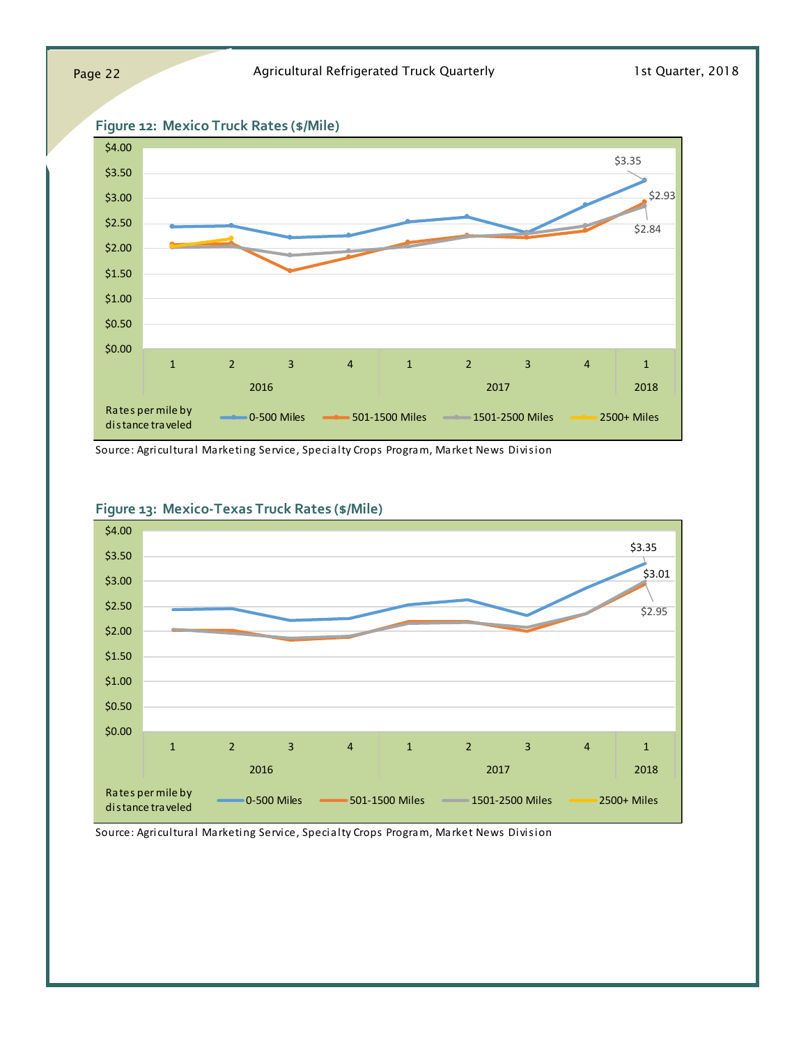## Figure 12: Mexico Truck Rates ($/Mile)

Source: Agricultural Marketing Service, Specialty Crops Program, Market News Division

## Figure 13: Mexico-Texas Truck Rates ($/Mile)

Source: Agricultural Marketing Service, Specialty Crops Program, Market News Division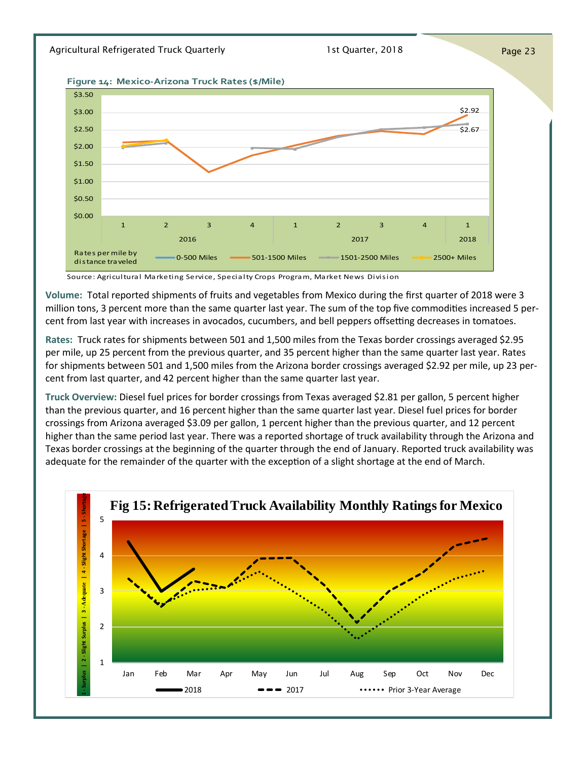**Figure 14: Mexico-Arizona Truck Rates ($/Mile)**

Source: Agricultural Marketing Service, Specialty Crops Program, Market News Division

**Volume:** Total reported shipments of fruits and vegetables from Mexico during the first quarter of 2018 were 3 million tons, 3 percent more than the same quarter last year. The sum of the top five commodities increased 5 percent from last year with increases in avocados, cucumbers, and bell peppers offsetting decreases in tomatoes.

**Rates:** Truck rates for shipments between 501 and 1,500 miles from the Texas border crossings averaged $2.95 per mile, up 25 percent from the previous quarter, and 35 percent higher than the same quarter last year. Rates for shipments between 501 and 1,500 miles from the Arizona border crossings averaged $2.92 per mile, up 23 percent from last quarter, and 42 percent higher than the same quarter last year.

**Truck Overview:** Diesel fuel prices for border crossings from Texas averaged $2.81 per gallon, 5 percent higher than the previous quarter, and 16 percent higher than the same quarter last year. Diesel fuel prices for border crossings from Arizona averaged $3.09 per gallon, 1 percent higher than the previous quarter, and 12 percent higher than the same period last year. There was a reported shortage of truck availability through the Arizona and Texas border crossings at the beginning of the quarter through the end of January. Reported truck availability was adequate for the remainder of the quarter with the exception of a slight shortage at the end of March.

**Fig 15: Refrigerated Truck Availability Monthly Ratings for Mexico**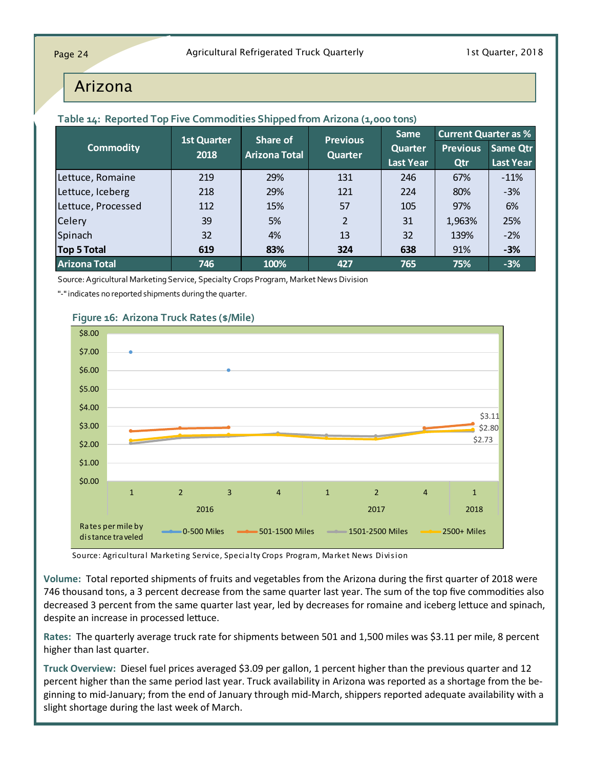# Arizona

**Table 14: Reported Top Five Commodities Shipped from Arizona (1,000 tons)**

| Commodity | 1st Quarter 2018 | Share of Arizona Total | Previous Quarter | Same Quarter Last Year | Current Quarter as % | |
|---|---|---|---|---|---|---|
| | | | | | Previous Qtr | Same Qtr Last Year |
| Lettuce, Romaine | 219 | 29% | 131 | 246 | 67% | -11% |
| Lettuce, Iceberg | 218 | 29% | 121 | 224 | 80% | -3% |
| Lettuce, Processed | 112 | 15% | 57 | 105 | 97% | 6% |
| Celery | 39 | 5% | 2 | 31 | 1,963% | 25% |
| Spinach | 32 | 4% | 13 | 32 | 139% | -2% |
| **Top 5 Total** | **619** | **83%** | **324** | **638** | 91% | **-3%** |
| **Arizona Total** | **746** | **100%** | **427** | **765** | **75%** | **-3%** |

Source: Agricultural Marketing Service, Specialty Crops Program, Market News Division

"-" indicates no reported shipments during the quarter.

**Figure 16: Arizona Truck Rates ($/Mile)**

Source: Agricultural Marketing Service, Specialty Crops Program, Market News Division

**Volume:** Total reported shipments of fruits and vegetables from the Arizona during the first quarter of 2018 were 746 thousand tons, a 3 percent decrease from the same quarter last year. The sum of the top five commodities also decreased 3 percent from the same quarter last year, led by decreases for romaine and iceberg lettuce and spinach, despite an increase in processed lettuce.

**Rates:** The quarterly average truck rate for shipments between 501 and 1,500 miles was $3.11 per mile, 8 percent higher than last quarter.

**Truck Overview:** Diesel fuel prices averaged $3.09 per gallon, 1 percent higher than the previous quarter and 12 percent higher than the same period last year. Truck availability in Arizona was reported as a shortage from the beginning to mid-January; from the end of January through mid-March, shippers reported adequate availability with a slight shortage during the last week of March.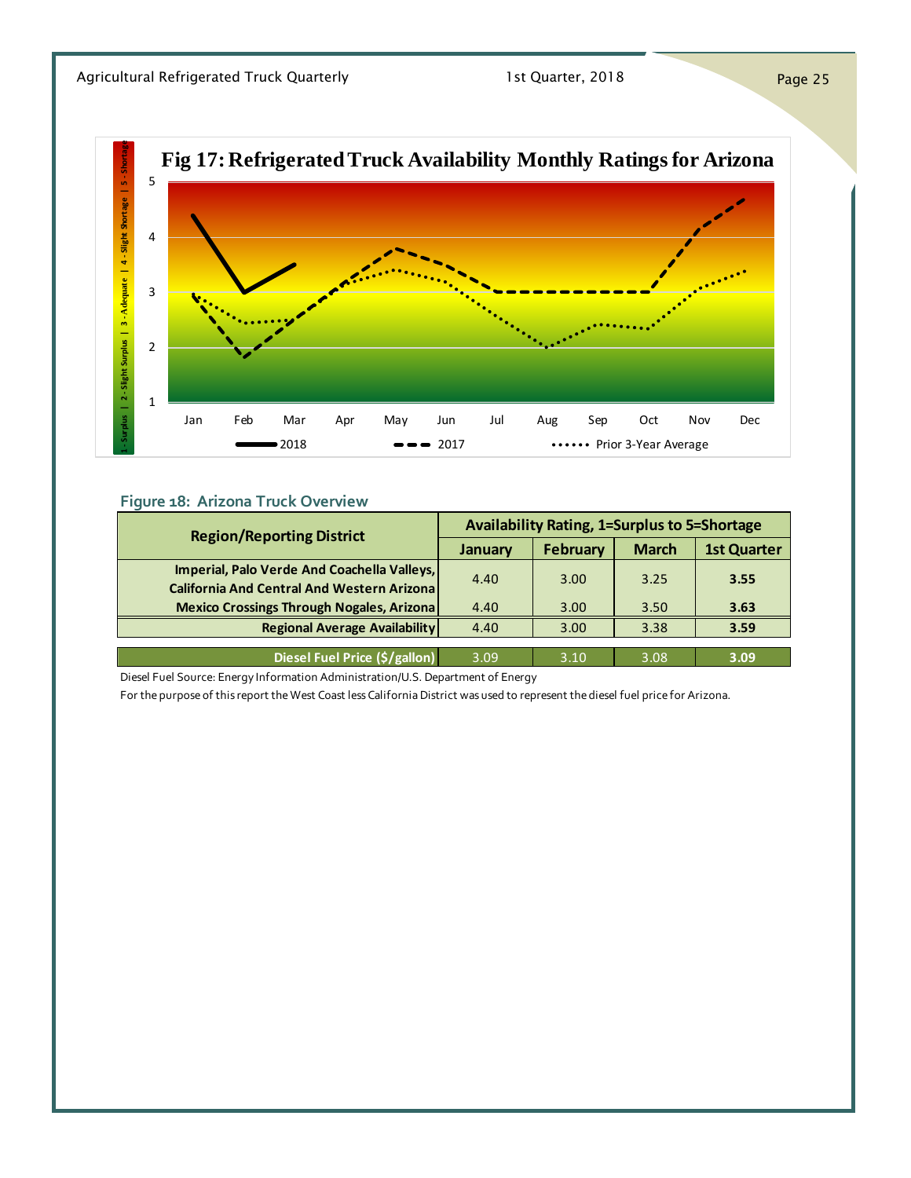**Fig 17: Refrigerated Truck Availability Monthly Ratings for Arizona**

1 - Surplus | 2 - Slight Surplus | 3 - Adequate | 4 - Slight Shortage | 5 - Shortage

Jan Feb Mar Apr May Jun Jul Aug Sep Oct Nov Dec

2018 — 2017 — Prior 3-Year Average

### Figure 18: Arizona Truck Overview

| Region/Reporting District | Availability Rating, 1=Surplus to 5=Shortage | | | |
|---|---|---|---|---|
| | January | February | March | 1st Quarter |
| Imperial, Palo Verde And Coachella Valleys, California And Central And Western Arizona | 4.40 | 3.00 | 3.25 | **3.55** |
| Mexico Crossings Through Nogales, Arizona | 4.40 | 3.00 | 3.50 | **3.63** |
| **Regional Average Availability** | 4.40 | 3.00 | 3.38 | **3.59** |
| **Diesel Fuel Price ($/gallon)** | 3.09 | 3.10 | 3.08 | **3.09** |

Diesel Fuel Source: Energy Information Administration/U.S. Department of Energy

For the purpose of this report the West Coast less California District was used to represent the diesel fuel price for Arizona.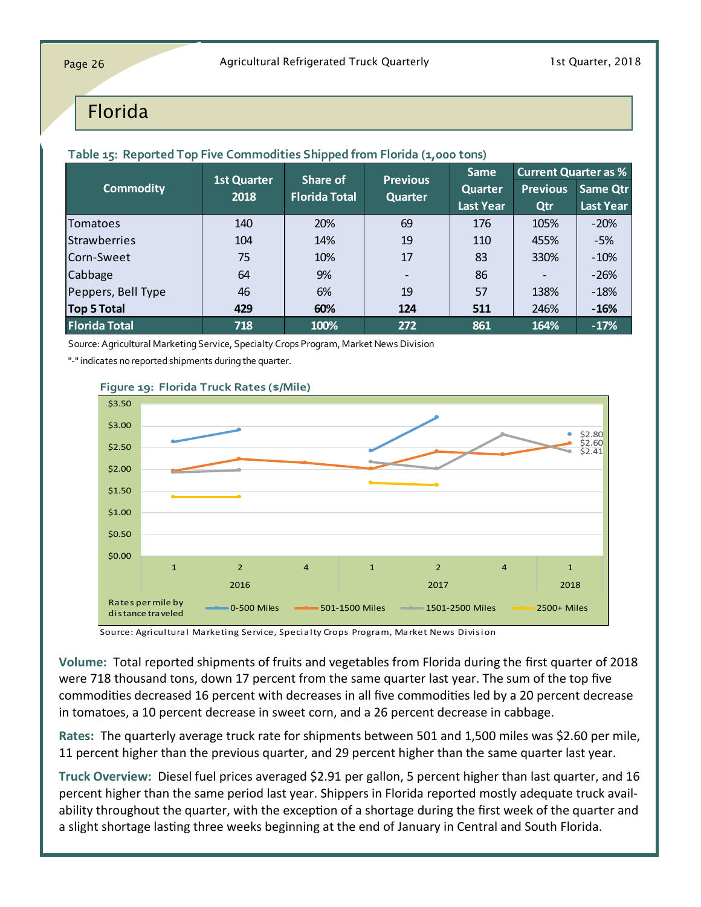# Florida

**Table 15: Reported Top Five Commodities Shipped from Florida (1,000 tons)**

| Commodity | 1st Quarter 2018 | Share of Florida Total | Previous Quarter | Same Quarter Last Year | Current Quarter as % | |
|---|---|---|---|---|---|---|
| | | | | | Previous Qtr | Same Qtr Last Year |
| Tomatoes | 140 | 20% | 69 | 176 | 105% | -20% |
| Strawberries | 104 | 14% | 19 | 110 | 455% | -5% |
| Corn-Sweet | 75 | 10% | 17 | 83 | 330% | -10% |
| Cabbage | 64 | 9% | - | 86 | - | -26% |
| Peppers, Bell Type | 46 | 6% | 19 | 57 | 138% | -18% |
| **Top 5 Total** | **429** | **60%** | **124** | **511** | 246% | **-16%** |
| **Florida Total** | **718** | **100%** | **272** | **861** | **164%** | **-17%** |

Source: Agricultural Marketing Service, Specialty Crops Program, Market News Division

"-" indicates no reported shipments during the quarter.

**Figure 19: Florida Truck Rates ($/Mile)**

Source: Agricultural Marketing Service, Specialty Crops Program, Market News Division

**Volume:** Total reported shipments of fruits and vegetables from Florida during the first quarter of 2018 were 718 thousand tons, down 17 percent from the same quarter last year. The sum of the top five commodities decreased 16 percent with decreases in all five commodities led by a 20 percent decrease in tomatoes, a 10 percent decrease in sweet corn, and a 26 percent decrease in cabbage.

**Rates:** The quarterly average truck rate for shipments between 501 and 1,500 miles was $2.60 per mile, 11 percent higher than the previous quarter, and 29 percent higher than the same quarter last year.

**Truck Overview:** Diesel fuel prices averaged $2.91 per gallon, 5 percent higher than last quarter, and 16 percent higher than the same period last year. Shippers in Florida reported mostly adequate truck availability throughout the quarter, with the exception of a shortage during the first week of the quarter and a slight shortage lasting three weeks beginning at the end of January in Central and South Florida.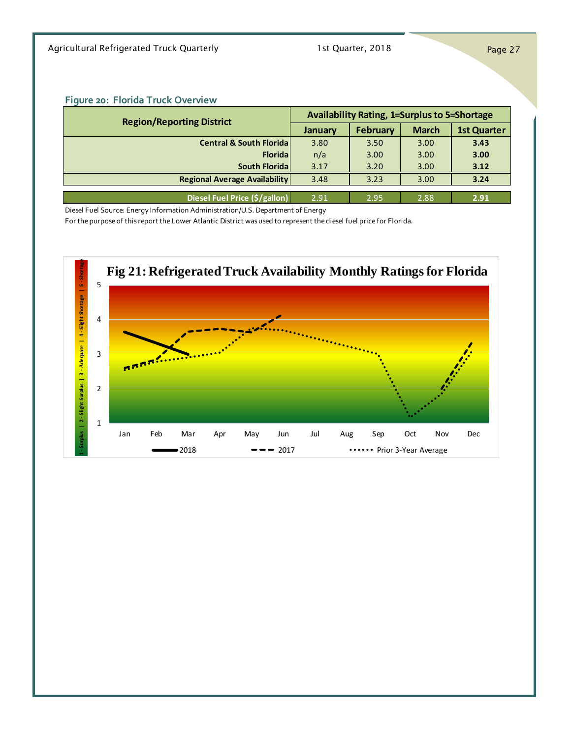**Figure 20: Florida Truck Overview**

| Region/Reporting District | Availability Rating, 1=Surplus to 5=Shortage | | | |
|---|---|---|---|---|
| | January | February | March | 1st Quarter |
| Central & South Florida | 3.80 | 3.50 | 3.00 | **3.43** |
| Florida | n/a | 3.00 | 3.00 | **3.00** |
| South Florida | 3.17 | 3.20 | 3.00 | **3.12** |
| **Regional Average Availability** | 3.48 | 3.23 | 3.00 | **3.24** |
| **Diesel Fuel Price ($/gallon)** | 2.91 | 2.95 | 2.88 | **2.91** |

Diesel Fuel Source: Energy Information Administration/U.S. Department of Energy

For the purpose of this report the Lower Atlantic District was used to represent the diesel fuel price for Florida.

**Fig 21: Refrigerated Truck Availability Monthly Ratings for Florida**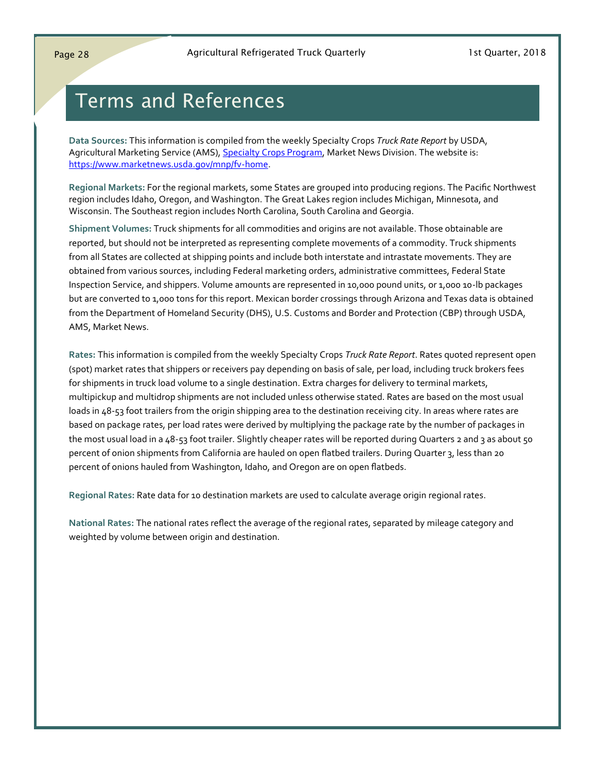# Terms and References

**Data Sources:** This information is compiled from the weekly Specialty Crops *Truck Rate Report* by USDA, Agricultural Marketing Service (AMS), [Specialty Crops Program](https://www.marketnews.usda.gov/mnp/fv-home), Market News Division. The website is: [https://www.marketnews.usda.gov/mnp/fv-home](https://www.marketnews.usda.gov/mnp/fv-home).

**Regional Markets:** For the regional markets, some States are grouped into producing regions. The Pacific Northwest region includes Idaho, Oregon, and Washington. The Great Lakes region includes Michigan, Minnesota, and Wisconsin. The Southeast region includes North Carolina, South Carolina and Georgia.

**Shipment Volumes:** Truck shipments for all commodities and origins are not available. Those obtainable are reported, but should not be interpreted as representing complete movements of a commodity. Truck shipments from all States are collected at shipping points and include both interstate and intrastate movements. They are obtained from various sources, including Federal marketing orders, administrative committees, Federal State Inspection Service, and shippers. Volume amounts are represented in 10,000 pound units, or 1,000 10-lb packages but are converted to 1,000 tons for this report. Mexican border crossings through Arizona and Texas data is obtained from the Department of Homeland Security (DHS), U.S. Customs and Border and Protection (CBP) through USDA, AMS, Market News.

**Rates:** This information is compiled from the weekly Specialty Crops *Truck Rate Report*. Rates quoted represent open (spot) market rates that shippers or receivers pay depending on basis of sale, per load, including truck brokers fees for shipments in truck load volume to a single destination. Extra charges for delivery to terminal markets, multipickup and multidrop shipments are not included unless otherwise stated. Rates are based on the most usual loads in 48-53 foot trailers from the origin shipping area to the destination receiving city. In areas where rates are based on package rates, per load rates were derived by multiplying the package rate by the number of packages in the most usual load in a 48-53 foot trailer. Slightly cheaper rates will be reported during Quarters 2 and 3 as about 50 percent of onion shipments from California are hauled on open flatbed trailers. During Quarter 3, less than 20 percent of onions hauled from Washington, Idaho, and Oregon are on open flatbeds.

**Regional Rates:** Rate data for 10 destination markets are used to calculate average origin regional rates.

**National Rates:** The national rates reflect the average of the regional rates, separated by mileage category and weighted by volume between origin and destination.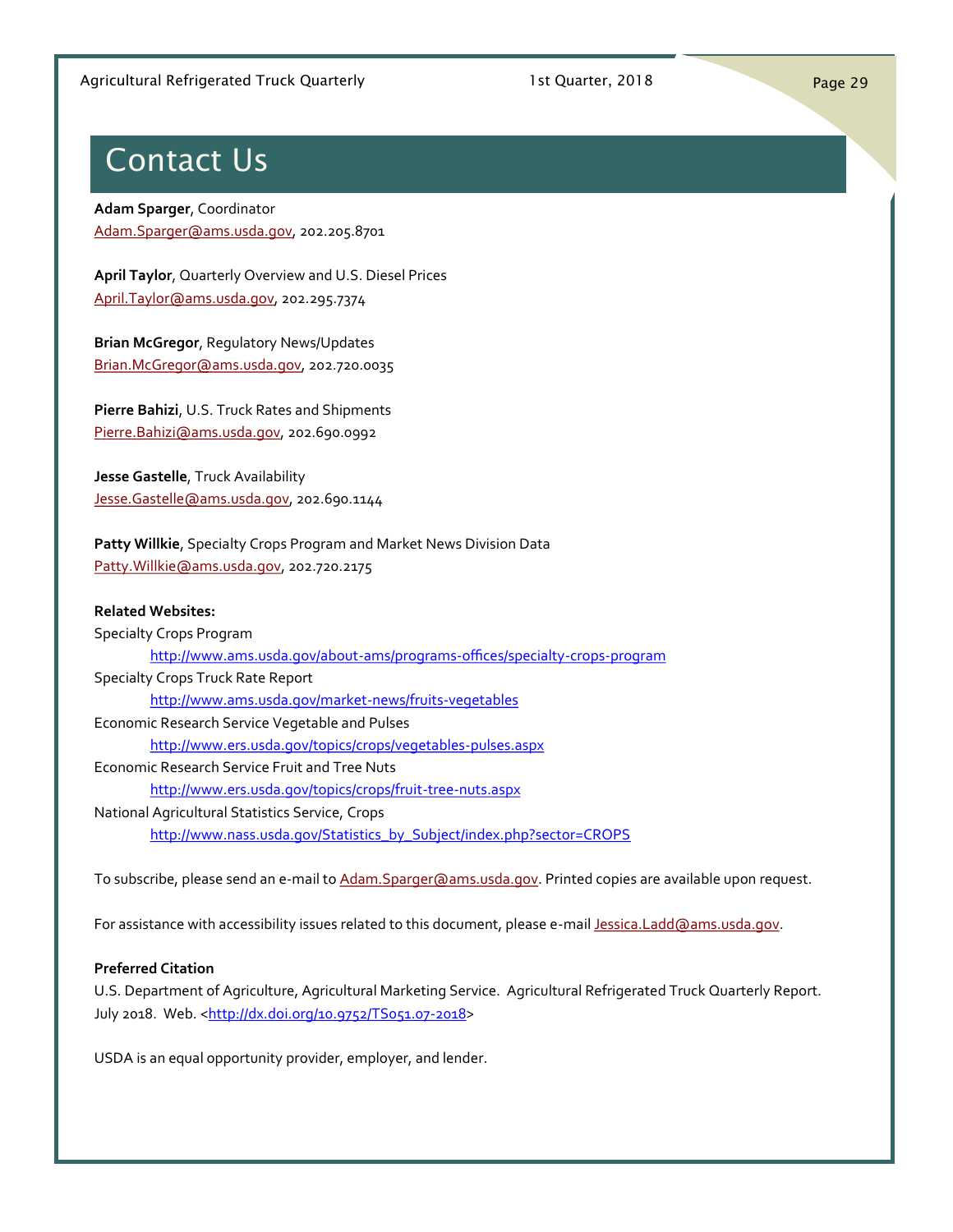# Contact Us

**Adam Sparger**, Coordinator
Adam.Sparger@ams.usda.gov, 202.205.8701

**April Taylor**, Quarterly Overview and U.S. Diesel Prices
April.Taylor@ams.usda.gov, 202.295.7374

**Brian McGregor**, Regulatory News/Updates
Brian.McGregor@ams.usda.gov, 202.720.0035

**Pierre Bahizi**, U.S. Truck Rates and Shipments
Pierre.Bahizi@ams.usda.gov, 202.690.0992

**Jesse Gastelle**, Truck Availability
Jesse.Gastelle@ams.usda.gov, 202.690.1144

**Patty Willkie**, Specialty Crops Program and Market News Division Data
Patty.Willkie@ams.usda.gov, 202.720.2175

**Related Websites:**

Specialty Crops Program
    http://www.ams.usda.gov/about-ams/programs-offices/specialty-crops-program

Specialty Crops Truck Rate Report
    http://www.ams.usda.gov/market-news/fruits-vegetables

Economic Research Service Vegetable and Pulses
    http://www.ers.usda.gov/topics/crops/vegetables-pulses.aspx

Economic Research Service Fruit and Tree Nuts
    http://www.ers.usda.gov/topics/crops/fruit-tree-nuts.aspx

National Agricultural Statistics Service, Crops
    http://www.nass.usda.gov/Statistics_by_Subject/index.php?sector=CROPS

To subscribe, please send an e-mail to Adam.Sparger@ams.usda.gov. Printed copies are available upon request.

For assistance with accessibility issues related to this document, please e-mail Jessica.Ladd@ams.usda.gov.

**Preferred Citation**

U.S. Department of Agriculture, Agricultural Marketing Service. Agricultural Refrigerated Truck Quarterly Report. July 2018. Web. <http://dx.doi.org/10.9752/TS051.07-2018>

USDA is an equal opportunity provider, employer, and lender.